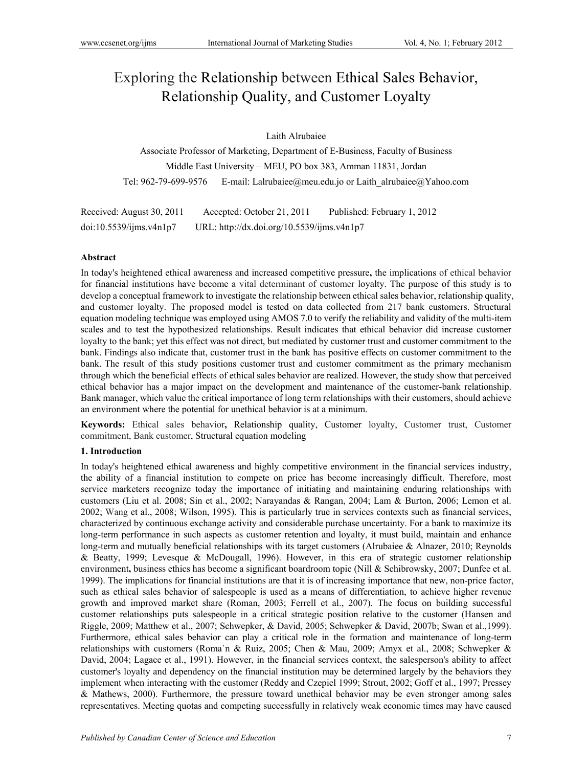# Exploring the Relationship between Ethical Sales Behavior, Relationship Quality, and Customer Loyalty

Laith Alrubaiee

Associate Professor of Marketing, Department of E-Business, Faculty of Business

Middle East University – MEU, PO box 383, Amman 11831, Jordan

Tel: 962-79-699-9576 E-mail: Lalrubaiee@meu.edu.jo or Laith_alrubaiee@Yahoo.com

Received: August 30, 2011 Accepted: October 21, 2011 Published: February 1, 2012

doi:10.5539/ijms.v4n1p7 URL: http://dx.doi.org/10.5539/ijms.v4n1p7

**Abstract**

In today's heightened ethical awareness and increased competitive pressure**,** the implications of ethical behavior for financial institutions have become a vital determinant of customer loyalty. The purpose of this study is to develop a conceptual framework to investigate the relationship between ethical sales behavior, relationship quality, and customer loyalty. The proposed model is tested on data collected from 217 bank customers. Structural equation modeling technique was employed using AMOS 7.0 to verify the reliability and validity of the multi-item scales and to test the hypothesized relationships. Result indicates that ethical behavior did increase customer loyalty to the bank; yet this effect was not direct, but mediated by customer trust and customer commitment to the bank. Findings also indicate that, customer trust in the bank has positive effects on customer commitment to the bank. The result of this study positions customer trust and customer commitment as the primary mechanism through which the beneficial effects of ethical sales behavior are realized. However, the study show that perceived ethical behavior has a major impact on the development and maintenance of the customer-bank relationship. Bank manager, which value the critical importance of long term relationships with their customers, should achieve an environment where the potential for unethical behavior is at a minimum.

**Keywords:** Ethical sales behavior**,** Relationship quality, Customer loyalty, Customer trust, Customer commitment, Bank customer, Structural equation modeling

## 1. Introduction

In today's heightened ethical awareness and highly competitive environment in the financial services industry, the ability of a financial institution to compete on price has become increasingly difficult. Therefore, most service marketers recognize today the importance of initiating and maintaining enduring relationships with customers (Liu et al. 2008; Sin et al., 2002; Narayandas & Rangan, 2004; Lam & Burton, 2006; Lemon et al. 2002; Wang et al., 2008; Wilson, 1995). This is particularly true in services contexts such as financial services, characterized by continuous exchange activity and considerable purchase uncertainty. For a bank to maximize its long-term performance in such aspects as customer retention and loyalty, it must build, maintain and enhance long-term and mutually beneficial relationships with its target customers (Alrubaiee & Alnazer, 2010; Reynolds & Beatty, 1999; Levesque & McDougall, 1996). However, in this era of strategic customer relationship environment**,** business ethics has become a significant boardroom topic (Nill & Schibrowsky, 2007; Dunfee et al. 1999). The implications for financial institutions are that it is of increasing importance that new, non-price factor, such as ethical sales behavior of salespeople is used as a means of differentiation, to achieve higher revenue growth and improved market share (Roman, 2003; Ferrell et al., 2007). The focus on building successful customer relationships puts salespeople in a critical strategic position relative to the customer (Hansen and Riggle, 2009; Matthew et al., 2007; Schwepker, & David, 2005; Schwepker & David, 2007b; Swan et al.,1999). Furthermore, ethical sales behavior can play a critical role in the formation and maintenance of long-term relationships with customers (Roma`n & Ruiz, 2005; Chen & Mau, 2009; Amyx et al., 2008; Schwepker & David, 2004; Lagace et al., 1991). However, in the financial services context, the salesperson's ability to affect customer's loyalty and dependency on the financial institution may be determined largely by the behaviors they implement when interacting with the customer (Reddy and Czepiel 1999; Strout, 2002; Goff et al., 1997; Pressey & Mathews, 2000). Furthermore, the pressure toward unethical behavior may be even stronger among sales representatives. Meeting quotas and competing successfully in relatively weak economic times may have caused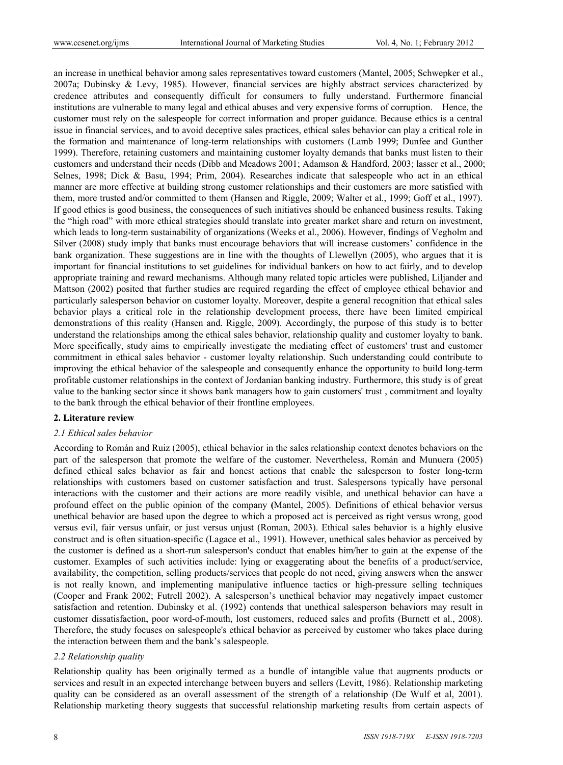an increase in unethical behavior among sales representatives toward customers (Mantel, 2005; Schwepker et al., 2007a; Dubinsky & Levy, 1985). However, financial services are highly abstract services characterized by credence attributes and consequently difficult for consumers to fully understand. Furthermore financial institutions are vulnerable to many legal and ethical abuses and very expensive forms of corruption. Hence, the customer must rely on the salespeople for correct information and proper guidance. Because ethics is a central issue in financial services, and to avoid deceptive sales practices, ethical sales behavior can play a critical role in the formation and maintenance of long-term relationships with customers (Lamb 1999; Dunfee and Gunther 1999). Therefore, retaining customers and maintaining customer loyalty demands that banks must listen to their customers and understand their needs (Dibb and Meadows 2001; Adamson & Handford, 2003; lasser et al., 2000; Selnes, 1998; Dick & Basu, 1994; Prim, 2004). Researches indicate that salespeople who act in an ethical manner are more effective at building strong customer relationships and their customers are more satisfied with them, more trusted and/or committed to them (Hansen and Riggle, 2009; Walter et al., 1999; Goff et al., 1997). If good ethics is good business, the consequences of such initiatives should be enhanced business results. Taking the "high road" with more ethical strategies should translate into greater market share and return on investment, which leads to long-term sustainability of organizations (Weeks et al., 2006). However, findings of Vegholm and Silver (2008) study imply that banks must encourage behaviors that will increase customers' confidence in the bank organization. These suggestions are in line with the thoughts of Llewellyn (2005), who argues that it is important for financial institutions to set guidelines for individual bankers on how to act fairly, and to develop appropriate training and reward mechanisms. Although many related topic articles were published, Liljander and Mattson (2002) posited that further studies are required regarding the effect of employee ethical behavior and particularly salesperson behavior on customer loyalty. Moreover, despite a general recognition that ethical sales behavior plays a critical role in the relationship development process, there have been limited empirical demonstrations of this reality (Hansen and. Riggle, 2009). Accordingly, the purpose of this study is to better understand the relationships among the ethical sales behavior, relationship quality and customer loyalty to bank. More specifically, study aims to empirically investigate the mediating effect of customers' trust and customer commitment in ethical sales behavior - customer loyalty relationship. Such understanding could contribute to improving the ethical behavior of the salespeople and consequently enhance the opportunity to build long-term profitable customer relationships in the context of Jordanian banking industry. Furthermore, this study is of great value to the banking sector since it shows bank managers how to gain customers' trust , commitment and loyalty to the bank through the ethical behavior of their frontline employees.

## 2. Literature review

### *2.1 Ethical sales behavior*

According to Román and Ruiz (2005), ethical behavior in the sales relationship context denotes behaviors on the part of the salesperson that promote the welfare of the customer. Nevertheless, Román and Munuera (2005) defined ethical sales behavior as fair and honest actions that enable the salesperson to foster long-term relationships with customers based on customer satisfaction and trust. Salespersons typically have personal interactions with the customer and their actions are more readily visible, and unethical behavior can have a profound effect on the public opinion of the company **(**Mantel, 2005). Definitions of ethical behavior versus unethical behavior are based upon the degree to which a proposed act is perceived as right versus wrong, good versus evil, fair versus unfair, or just versus unjust (Roman, 2003). Ethical sales behavior is a highly elusive construct and is often situation-specific (Lagace et al., 1991). However, unethical sales behavior as perceived by the customer is defined as a short-run salesperson's conduct that enables him/her to gain at the expense of the customer. Examples of such activities include: lying or exaggerating about the benefits of a product/service, availability, the competition, selling products/services that people do not need, giving answers when the answer is not really known, and implementing manipulative influence tactics or high-pressure selling techniques (Cooper and Frank 2002; Futrell 2002). A salesperson's unethical behavior may negatively impact customer satisfaction and retention. Dubinsky et al. (1992) contends that unethical salesperson behaviors may result in customer dissatisfaction, poor word-of-mouth, lost customers, reduced sales and profits (Burnett et al., 2008). Therefore, the study focuses on salespeople's ethical behavior as perceived by customer who takes place during the interaction between them and the bank's salespeople.

### *2.2 Relationship quality*

Relationship quality has been originally termed as a bundle of intangible value that augments products or services and result in an expected interchange between buyers and sellers (Levitt, 1986). Relationship marketing quality can be considered as an overall assessment of the strength of a relationship (De Wulf et al, 2001). Relationship marketing theory suggests that successful relationship marketing results from certain aspects of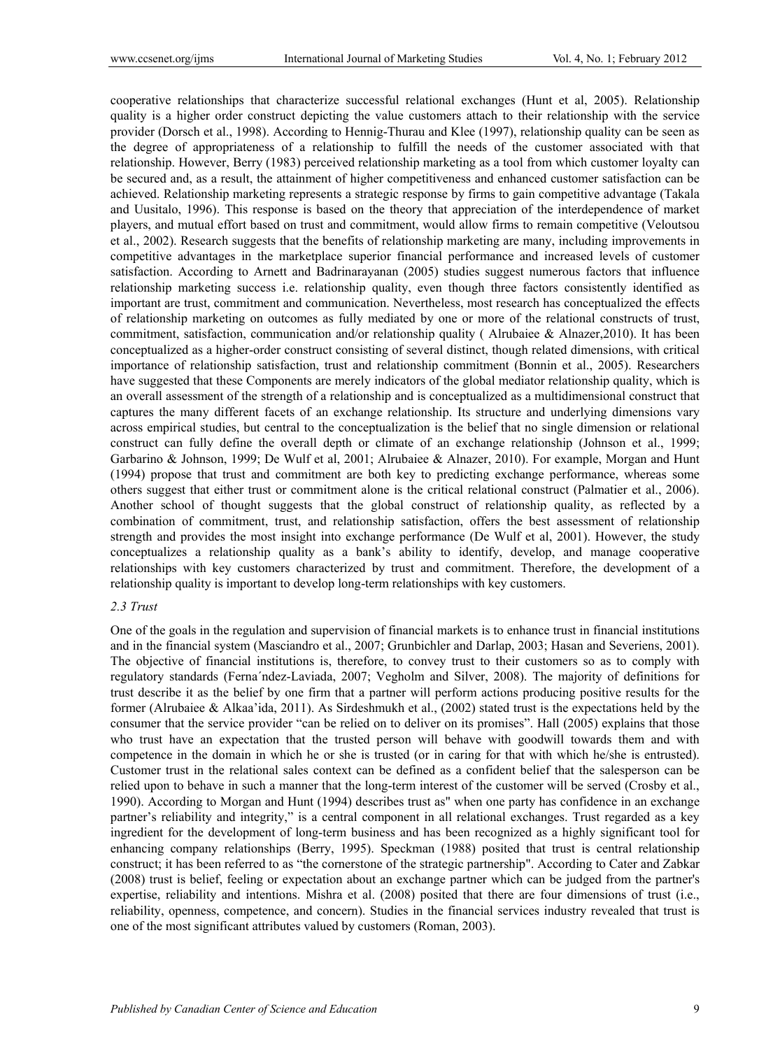cooperative relationships that characterize successful relational exchanges (Hunt et al, 2005). Relationship quality is a higher order construct depicting the value customers attach to their relationship with the service provider (Dorsch et al., 1998). According to Hennig-Thurau and Klee (1997), relationship quality can be seen as the degree of appropriateness of a relationship to fulfill the needs of the customer associated with that relationship. However, Berry (1983) perceived relationship marketing as a tool from which customer loyalty can be secured and, as a result, the attainment of higher competitiveness and enhanced customer satisfaction can be achieved. Relationship marketing represents a strategic response by firms to gain competitive advantage (Takala and Uusitalo, 1996). This response is based on the theory that appreciation of the interdependence of market players, and mutual effort based on trust and commitment, would allow firms to remain competitive (Veloutsou et al., 2002). Research suggests that the benefits of relationship marketing are many, including improvements in competitive advantages in the marketplace superior financial performance and increased levels of customer satisfaction. According to Arnett and Badrinarayanan (2005) studies suggest numerous factors that influence relationship marketing success i.e. relationship quality, even though three factors consistently identified as important are trust, commitment and communication. Nevertheless, most research has conceptualized the effects of relationship marketing on outcomes as fully mediated by one or more of the relational constructs of trust, commitment, satisfaction, communication and/or relationship quality ( Alrubaiee & Alnazer,2010). It has been conceptualized as a higher-order construct consisting of several distinct, though related dimensions, with critical importance of relationship satisfaction, trust and relationship commitment (Bonnin et al., 2005). Researchers have suggested that these Components are merely indicators of the global mediator relationship quality, which is an overall assessment of the strength of a relationship and is conceptualized as a multidimensional construct that captures the many different facets of an exchange relationship. Its structure and underlying dimensions vary across empirical studies, but central to the conceptualization is the belief that no single dimension or relational construct can fully define the overall depth or climate of an exchange relationship (Johnson et al., 1999; Garbarino & Johnson, 1999; De Wulf et al, 2001; Alrubaiee & Alnazer, 2010). For example, Morgan and Hunt (1994) propose that trust and commitment are both key to predicting exchange performance, whereas some others suggest that either trust or commitment alone is the critical relational construct (Palmatier et al., 2006). Another school of thought suggests that the global construct of relationship quality, as reflected by a combination of commitment, trust, and relationship satisfaction, offers the best assessment of relationship strength and provides the most insight into exchange performance (De Wulf et al, 2001). However, the study conceptualizes a relationship quality as a bank's ability to identify, develop, and manage cooperative relationships with key customers characterized by trust and commitment. Therefore, the development of a relationship quality is important to develop long-term relationships with key customers.

### *2.3 Trust*

One of the goals in the regulation and supervision of financial markets is to enhance trust in financial institutions and in the financial system (Masciandro et al., 2007; Grunbichler and Darlap, 2003; Hasan and Severiens, 2001). The objective of financial institutions is, therefore, to convey trust to their customers so as to comply with regulatory standards (Ferna´ndez-Laviada, 2007; Vegholm and Silver, 2008). The majority of definitions for trust describe it as the belief by one firm that a partner will perform actions producing positive results for the former (Alrubaiee & Alkaa'ida, 2011). As Sirdeshmukh et al., (2002) stated trust is the expectations held by the consumer that the service provider "can be relied on to deliver on its promises". Hall (2005) explains that those who trust have an expectation that the trusted person will behave with goodwill towards them and with competence in the domain in which he or she is trusted (or in caring for that with which he/she is entrusted). Customer trust in the relational sales context can be defined as a confident belief that the salesperson can be relied upon to behave in such a manner that the long-term interest of the customer will be served (Crosby et al., 1990). According to Morgan and Hunt (1994) describes trust as" when one party has confidence in an exchange partner's reliability and integrity," is a central component in all relational exchanges. Trust regarded as a key ingredient for the development of long-term business and has been recognized as a highly significant tool for enhancing company relationships (Berry, 1995). Speckman (1988) posited that trust is central relationship construct; it has been referred to as "the cornerstone of the strategic partnership". According to Cater and Zabkar (2008) trust is belief, feeling or expectation about an exchange partner which can be judged from the partner's expertise, reliability and intentions. Mishra et al. (2008) posited that there are four dimensions of trust (i.e., reliability, openness, competence, and concern). Studies in the financial services industry revealed that trust is one of the most significant attributes valued by customers (Roman, 2003).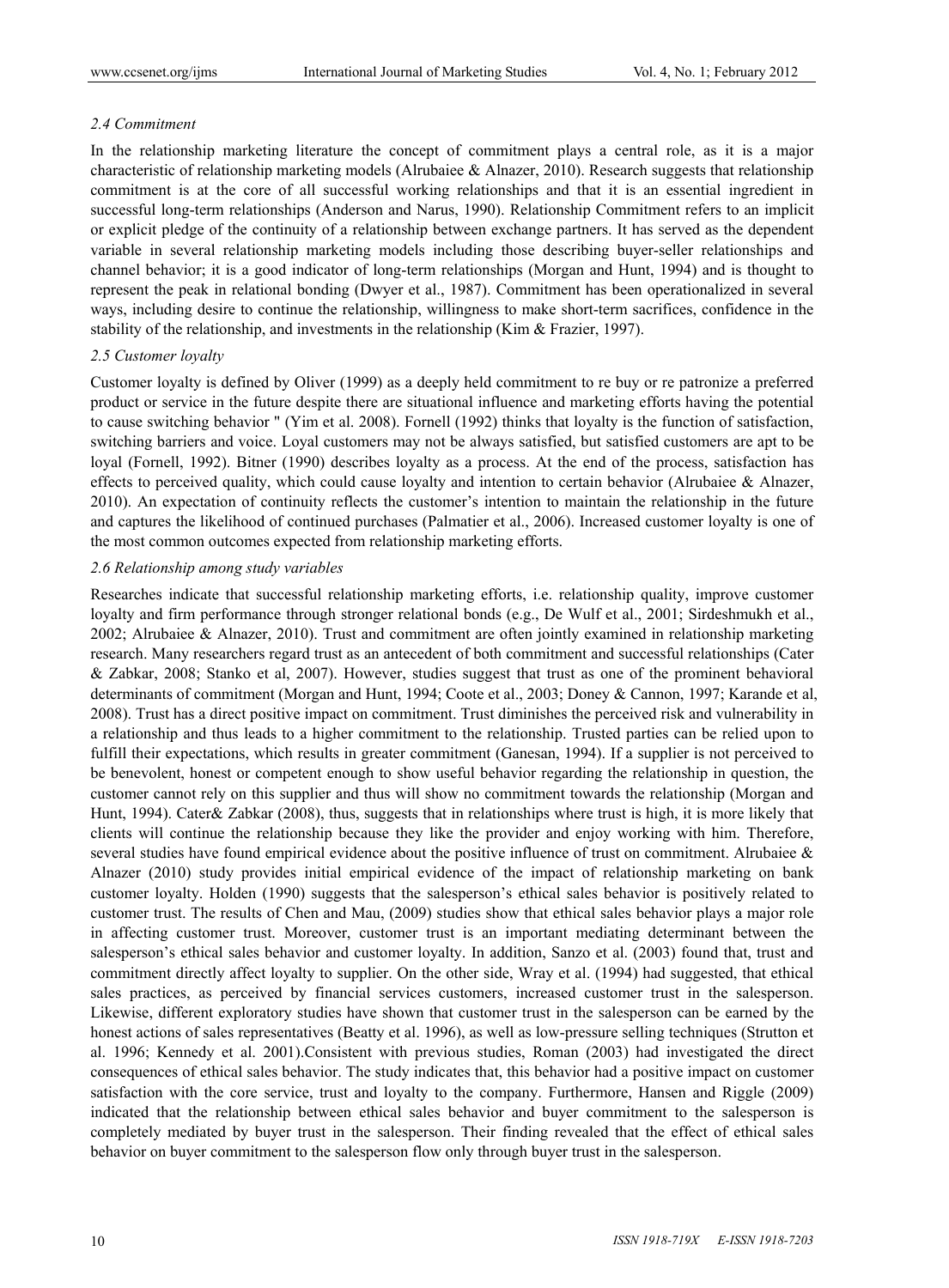### *2.4 Commitment*

In the relationship marketing literature the concept of commitment plays a central role, as it is a major characteristic of relationship marketing models (Alrubaiee & Alnazer, 2010). Research suggests that relationship commitment is at the core of all successful working relationships and that it is an essential ingredient in successful long-term relationships (Anderson and Narus, 1990). Relationship Commitment refers to an implicit or explicit pledge of the continuity of a relationship between exchange partners. It has served as the dependent variable in several relationship marketing models including those describing buyer-seller relationships and channel behavior; it is a good indicator of long-term relationships (Morgan and Hunt, 1994) and is thought to represent the peak in relational bonding (Dwyer et al., 1987). Commitment has been operationalized in several ways, including desire to continue the relationship, willingness to make short-term sacrifices, confidence in the stability of the relationship, and investments in the relationship (Kim & Frazier, 1997).

### *2.5 Customer loyalty*

Customer loyalty is defined by Oliver (1999) as a deeply held commitment to re buy or re patronize a preferred product or service in the future despite there are situational influence and marketing efforts having the potential to cause switching behavior " (Yim et al. 2008). Fornell (1992) thinks that loyalty is the function of satisfaction, switching barriers and voice. Loyal customers may not be always satisfied, but satisfied customers are apt to be loyal (Fornell, 1992). Bitner (1990) describes loyalty as a process. At the end of the process, satisfaction has effects to perceived quality, which could cause loyalty and intention to certain behavior (Alrubaiee & Alnazer, 2010). An expectation of continuity reflects the customer's intention to maintain the relationship in the future and captures the likelihood of continued purchases (Palmatier et al., 2006). Increased customer loyalty is one of the most common outcomes expected from relationship marketing efforts.

### *2.6 Relationship among study variables*

Researches indicate that successful relationship marketing efforts, i.e. relationship quality, improve customer loyalty and firm performance through stronger relational bonds (e.g., De Wulf et al., 2001; Sirdeshmukh et al., 2002; Alrubaiee & Alnazer, 2010). Trust and commitment are often jointly examined in relationship marketing research. Many researchers regard trust as an antecedent of both commitment and successful relationships (Cater & Zabkar, 2008; Stanko et al, 2007). However, studies suggest that trust as one of the prominent behavioral determinants of commitment (Morgan and Hunt, 1994; Coote et al., 2003; Doney & Cannon, 1997; Karande et al, 2008). Trust has a direct positive impact on commitment. Trust diminishes the perceived risk and vulnerability in a relationship and thus leads to a higher commitment to the relationship. Trusted parties can be relied upon to fulfill their expectations, which results in greater commitment (Ganesan, 1994). If a supplier is not perceived to be benevolent, honest or competent enough to show useful behavior regarding the relationship in question, the customer cannot rely on this supplier and thus will show no commitment towards the relationship (Morgan and Hunt, 1994). Cater& Zabkar (2008), thus, suggests that in relationships where trust is high, it is more likely that clients will continue the relationship because they like the provider and enjoy working with him. Therefore, several studies have found empirical evidence about the positive influence of trust on commitment. Alrubaiee & Alnazer (2010) study provides initial empirical evidence of the impact of relationship marketing on bank customer loyalty. Holden (1990) suggests that the salesperson's ethical sales behavior is positively related to customer trust. The results of Chen and Mau, (2009) studies show that ethical sales behavior plays a major role in affecting customer trust. Moreover, customer trust is an important mediating determinant between the salesperson's ethical sales behavior and customer loyalty. In addition, Sanzo et al. (2003) found that, trust and commitment directly affect loyalty to supplier. On the other side, Wray et al. (1994) had suggested, that ethical sales practices, as perceived by financial services customers, increased customer trust in the salesperson. Likewise, different exploratory studies have shown that customer trust in the salesperson can be earned by the honest actions of sales representatives (Beatty et al. 1996), as well as low-pressure selling techniques (Strutton et al. 1996; Kennedy et al. 2001).Consistent with previous studies, Roman (2003) had investigated the direct consequences of ethical sales behavior. The study indicates that, this behavior had a positive impact on customer satisfaction with the core service, trust and loyalty to the company. Furthermore, Hansen and Riggle (2009) indicated that the relationship between ethical sales behavior and buyer commitment to the salesperson is completely mediated by buyer trust in the salesperson. Their finding revealed that the effect of ethical sales behavior on buyer commitment to the salesperson flow only through buyer trust in the salesperson.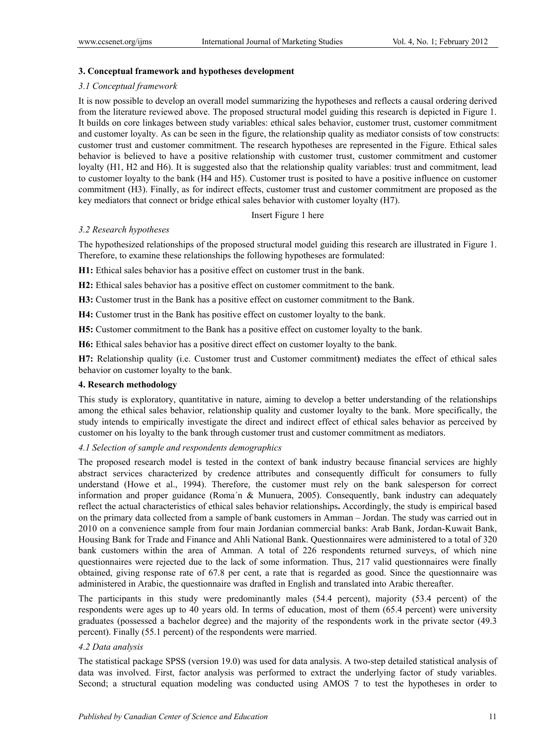### 3. Conceptual framework and hypotheses development

#### *3.1 Conceptual framework*

It is now possible to develop an overall model summarizing the hypotheses and reflects a causal ordering derived from the literature reviewed above. The proposed structural model guiding this research is depicted in Figure 1. It builds on core linkages between study variables: ethical sales behavior, customer trust, customer commitment and customer loyalty. As can be seen in the figure, the relationship quality as mediator consists of tow constructs: customer trust and customer commitment. The research hypotheses are represented in the Figure. Ethical sales behavior is believed to have a positive relationship with customer trust, customer commitment and customer loyalty (H1, H2 and H6). It is suggested also that the relationship quality variables: trust and commitment, lead to customer loyalty to the bank (H4 and H5). Customer trust is posited to have a positive influence on customer commitment (H3). Finally, as for indirect effects, customer trust and customer commitment are proposed as the key mediators that connect or bridge ethical sales behavior with customer loyalty (H7).

Insert Figure 1 here

#### *3.2 Research hypotheses*

The hypothesized relationships of the proposed structural model guiding this research are illustrated in Figure 1. Therefore, to examine these relationships the following hypotheses are formulated:

**H1:** Ethical sales behavior has a positive effect on customer trust in the bank.

**H2:** Ethical sales behavior has a positive effect on customer commitment to the bank.

**H3:** Customer trust in the Bank has a positive effect on customer commitment to the Bank.

**H4:** Customer trust in the Bank has positive effect on customer loyalty to the bank.

**H5:** Customer commitment to the Bank has a positive effect on customer loyalty to the bank.

**H6:** Ethical sales behavior has a positive direct effect on customer loyalty to the bank.

**H7:** Relationship quality (i.e. Customer trust and Customer commitment**)** mediates the effect of ethical sales behavior on customer loyalty to the bank.

### 4. Research methodology

This study is exploratory, quantitative in nature, aiming to develop a better understanding of the relationships among the ethical sales behavior, relationship quality and customer loyalty to the bank. More specifically, the study intends to empirically investigate the direct and indirect effect of ethical sales behavior as perceived by customer on his loyalty to the bank through customer trust and customer commitment as mediators.

#### *4.1 Selection of sample and respondents demographics*

The proposed research model is tested in the context of bank industry because financial services are highly abstract services characterized by credence attributes and consequently difficult for consumers to fully understand (Howe et al., 1994). Therefore, the customer must rely on the bank salesperson for correct information and proper guidance (Roma´n & Munuera, 2005). Consequently, bank industry can adequately reflect the actual characteristics of ethical sales behavior relationships**.** Accordingly, the study is empirical based on the primary data collected from a sample of bank customers in Amman – Jordan. The study was carried out in 2010 on a convenience sample from four main Jordanian commercial banks: Arab Bank, Jordan-Kuwait Bank, Housing Bank for Trade and Finance and Ahli National Bank. Questionnaires were administered to a total of 320 bank customers within the area of Amman. A total of 226 respondents returned surveys, of which nine questionnaires were rejected due to the lack of some information. Thus, 217 valid questionnaires were finally obtained, giving response rate of 67.8 per cent, a rate that is regarded as good. Since the questionnaire was administered in Arabic, the questionnaire was drafted in English and translated into Arabic thereafter.

The participants in this study were predominantly males (54.4 percent), majority (53.4 percent) of the respondents were ages up to 40 years old. In terms of education, most of them (65.4 percent) were university graduates (possessed a bachelor degree) and the majority of the respondents work in the private sector (49.3 percent). Finally (55.1 percent) of the respondents were married.

#### *4.2 Data analysis*

The statistical package SPSS (version 19.0) was used for data analysis. A two-step detailed statistical analysis of data was involved. First, factor analysis was performed to extract the underlying factor of study variables. Second; a structural equation modeling was conducted using AMOS 7 to test the hypotheses in order to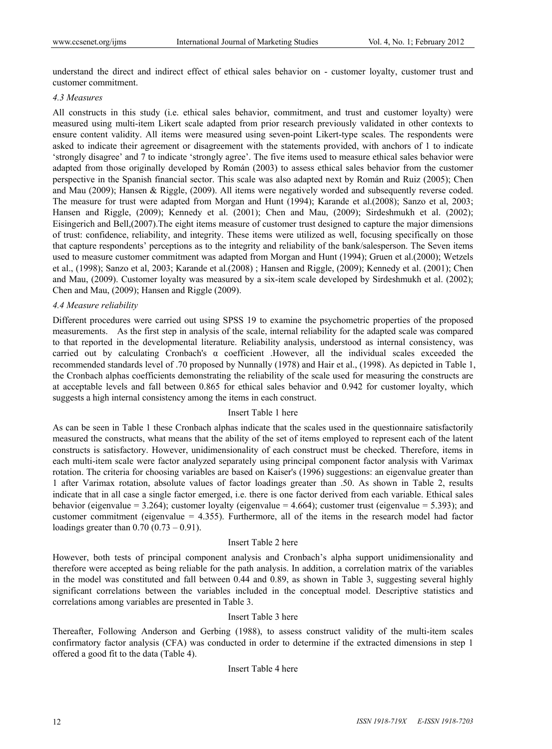understand the direct and indirect effect of ethical sales behavior on - customer loyalty, customer trust and customer commitment.

### *4.3 Measures*

All constructs in this study (i.e. ethical sales behavior, commitment, and trust and customer loyalty) were measured using multi-item Likert scale adapted from prior research previously validated in other contexts to ensure content validity. All items were measured using seven-point Likert-type scales. The respondents were asked to indicate their agreement or disagreement with the statements provided, with anchors of 1 to indicate 'strongly disagree' and 7 to indicate 'strongly agree'. The five items used to measure ethical sales behavior were adapted from those originally developed by Román (2003) to assess ethical sales behavior from the customer perspective in the Spanish financial sector. This scale was also adapted next by Román and Ruiz (2005); Chen and Mau (2009); Hansen & Riggle, (2009). All items were negatively worded and subsequently reverse coded. The measure for trust were adapted from Morgan and Hunt (1994); Karande et al.(2008); Sanzo et al, 2003; Hansen and Riggle, (2009); Kennedy et al. (2001); Chen and Mau, (2009); Sirdeshmukh et al. (2002); Eisingerich and Bell,(2007).The eight items measure of customer trust designed to capture the major dimensions of trust: confidence, reliability, and integrity. These items were utilized as well, focusing specifically on those that capture respondents' perceptions as to the integrity and reliability of the bank/salesperson. The Seven items used to measure customer commitment was adapted from Morgan and Hunt (1994); Gruen et al.(2000); Wetzels et al., (1998); Sanzo et al, 2003; Karande et al.(2008) ; Hansen and Riggle, (2009); Kennedy et al. (2001); Chen and Mau, (2009). Customer loyalty was measured by a six-item scale developed by Sirdeshmukh et al. (2002); Chen and Mau, (2009); Hansen and Riggle (2009).

### *4.4 Measure reliability*

Different procedures were carried out using SPSS 19 to examine the psychometric properties of the proposed measurements. As the first step in analysis of the scale, internal reliability for the adapted scale was compared to that reported in the developmental literature. Reliability analysis, understood as internal consistency, was carried out by calculating Cronbach's α coefficient .However, all the individual scales exceeded the recommended standards level of .70 proposed by Nunnally (1978) and Hair et al., (1998). As depicted in Table 1, the Cronbach alphas coefficients demonstrating the reliability of the scale used for measuring the constructs are at acceptable levels and fall between 0.865 for ethical sales behavior and 0.942 for customer loyalty, which suggests a high internal consistency among the items in each construct.

Insert Table 1 here

As can be seen in Table 1 these Cronbach alphas indicate that the scales used in the questionnaire satisfactorily measured the constructs, what means that the ability of the set of items employed to represent each of the latent constructs is satisfactory. However, unidimensionality of each construct must be checked. Therefore, items in each multi-item scale were factor analyzed separately using principal component factor analysis with Varimax rotation. The criteria for choosing variables are based on Kaiser's (1996) suggestions: an eigenvalue greater than 1 after Varimax rotation, absolute values of factor loadings greater than .50. As shown in Table 2, results indicate that in all case a single factor emerged, i.e. there is one factor derived from each variable. Ethical sales behavior (eigenvalue = 3.264); customer loyalty (eigenvalue = 4.664); customer trust (eigenvalue = 5.393); and customer commitment (eigenvalue = 4.355). Furthermore, all of the items in the research model had factor loadings greater than 0.70 (0.73 – 0.91).

Insert Table 2 here

However, both tests of principal component analysis and Cronbach's alpha support unidimensionality and therefore were accepted as being reliable for the path analysis. In addition, a correlation matrix of the variables in the model was constituted and fall between 0.44 and 0.89, as shown in Table 3, suggesting several highly significant correlations between the variables included in the conceptual model. Descriptive statistics and correlations among variables are presented in Table 3.

Insert Table 3 here

Thereafter, Following Anderson and Gerbing (1988), to assess construct validity of the multi-item scales confirmatory factor analysis (CFA) was conducted in order to determine if the extracted dimensions in step 1 offered a good fit to the data (Table 4).

Insert Table 4 here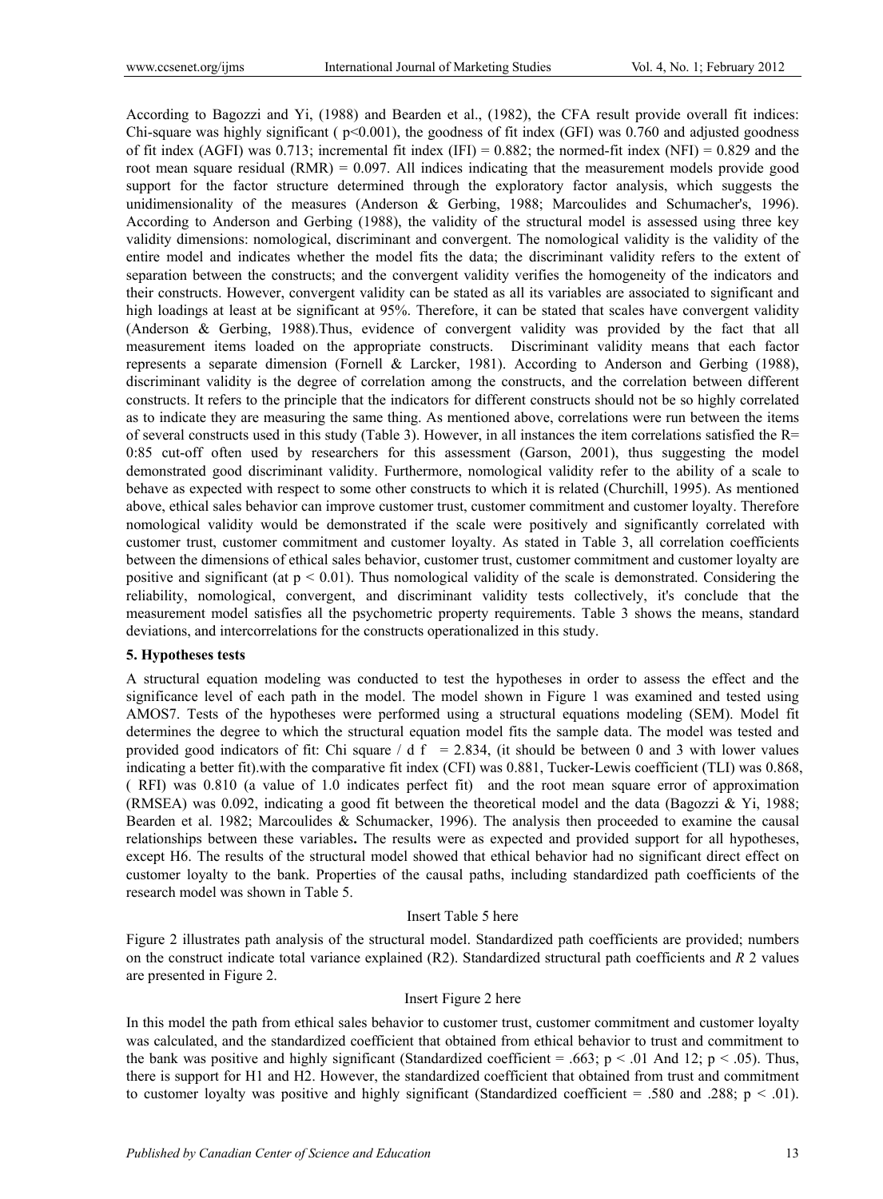According to Bagozzi and Yi, (1988) and Bearden et al., (1982), the CFA result provide overall fit indices: Chi-square was highly significant ( $p<0.001$), the goodness of fit index (GFI) was 0.760 and adjusted goodness of fit index (AGFI) was 0.713; incremental fit index (IFI) = 0.882; the normed-fit index (NFI) = 0.829 and the root mean square residual (RMR) = 0.097. All indices indicating that the measurement models provide good support for the factor structure determined through the exploratory factor analysis, which suggests the unidimensionality of the measures (Anderson & Gerbing, 1988; Marcoulides and Schumacher's, 1996). According to Anderson and Gerbing (1988), the validity of the structural model is assessed using three key validity dimensions: nomological, discriminant and convergent. The nomological validity is the validity of the entire model and indicates whether the model fits the data; the discriminant validity refers to the extent of separation between the constructs; and the convergent validity verifies the homogeneity of the indicators and their constructs. However, convergent validity can be stated as all its variables are associated to significant and high loadings at least at be significant at 95%. Therefore, it can be stated that scales have convergent validity (Anderson & Gerbing, 1988).Thus, evidence of convergent validity was provided by the fact that all measurement items loaded on the appropriate constructs. Discriminant validity means that each factor represents a separate dimension (Fornell & Larcker, 1981). According to Anderson and Gerbing (1988), discriminant validity is the degree of correlation among the constructs, and the correlation between different constructs. It refers to the principle that the indicators for different constructs should not be so highly correlated as to indicate they are measuring the same thing. As mentioned above, correlations were run between the items of several constructs used in this study (Table 3). However, in all instances the item correlations satisfied the R= 0:85 cut-off often used by researchers for this assessment (Garson, 2001), thus suggesting the model demonstrated good discriminant validity. Furthermore, nomological validity refer to the ability of a scale to behave as expected with respect to some other constructs to which it is related (Churchill, 1995). As mentioned above, ethical sales behavior can improve customer trust, customer commitment and customer loyalty. Therefore nomological validity would be demonstrated if the scale were positively and significantly correlated with customer trust, customer commitment and customer loyalty. As stated in Table 3, all correlation coefficients between the dimensions of ethical sales behavior, customer trust, customer commitment and customer loyalty are positive and significant (at $p < 0.01$). Thus nomological validity of the scale is demonstrated. Considering the reliability, nomological, convergent, and discriminant validity tests collectively, it's conclude that the measurement model satisfies all the psychometric property requirements. Table 3 shows the means, standard deviations, and intercorrelations for the constructs operationalized in this study.

**5. Hypotheses tests**

A structural equation modeling was conducted to test the hypotheses in order to assess the effect and the significance level of each path in the model. The model shown in Figure 1 was examined and tested using AMOS7. Tests of the hypotheses were performed using a structural equations modeling (SEM). Model fit determines the degree to which the structural equation model fits the sample data. The model was tested and provided good indicators of fit: Chi square / d f = 2.834, (it should be between 0 and 3 with lower values indicating a better fit).with the comparative fit index (CFI) was 0.881, Tucker-Lewis coefficient (TLI) was 0.868, ( RFI) was 0.810 (a value of 1.0 indicates perfect fit) and the root mean square error of approximation (RMSEA) was 0.092, indicating a good fit between the theoretical model and the data (Bagozzi & Yi, 1988; Bearden et al. 1982; Marcoulides & Schumacker, 1996). The analysis then proceeded to examine the causal relationships between these variables**.** The results were as expected and provided support for all hypotheses, except H6. The results of the structural model showed that ethical behavior had no significant direct effect on customer loyalty to the bank. Properties of the causal paths, including standardized path coefficients of the research model was shown in Table 5.

Insert Table 5 here

Figure 2 illustrates path analysis of the structural model. Standardized path coefficients are provided; numbers on the construct indicate total variance explained (R2). Standardized structural path coefficients and $R^2$ values are presented in Figure 2.

Insert Figure 2 here

In this model the path from ethical sales behavior to customer trust, customer commitment and customer loyalty was calculated, and the standardized coefficient that obtained from ethical behavior to trust and commitment to the bank was positive and highly significant (Standardized coefficient = .663; $p < .01$ And 12; $p < .05$). Thus, there is support for H1 and H2. However, the standardized coefficient that obtained from trust and commitment to customer loyalty was positive and highly significant (Standardized coefficient = .580 and .288; $p < .01$).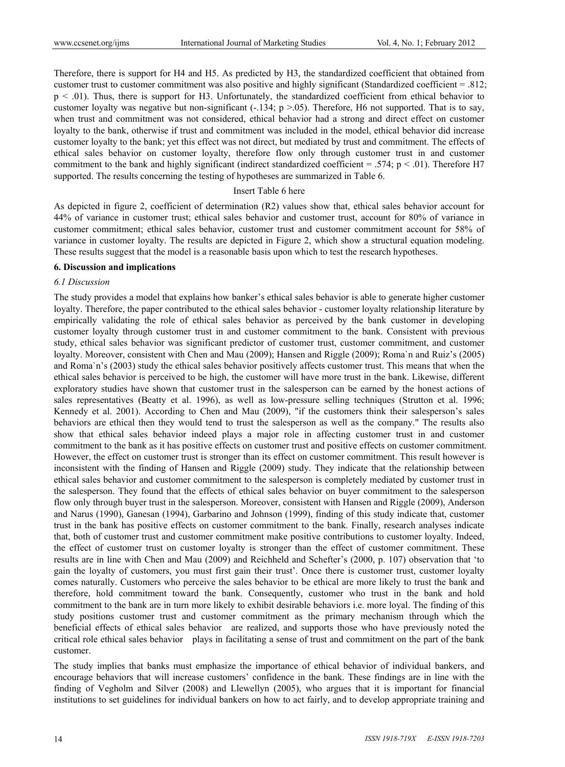Therefore, there is support for H4 and H5. As predicted by H3, the standardized coefficient that obtained from customer trust to customer commitment was also positive and highly significant (Standardized coefficient = .812; $p < .01$). Thus, there is support for H3. Unfortunately, the standardized coefficient from ethical behavior to customer loyalty was negative but non-significant (-.134; $p > .05$). Therefore, H6 not supported. That is to say, when trust and commitment was not considered, ethical behavior had a strong and direct effect on customer loyalty to the bank, otherwise if trust and commitment was included in the model, ethical behavior did increase customer loyalty to the bank; yet this effect was not direct, but mediated by trust and commitment. The effects of ethical sales behavior on customer loyalty, therefore flow only through customer trust in and customer commitment to the bank and highly significant (indirect standardized coefficient = .574; $p < .01$). Therefore H7 supported. The results concerning the testing of hypotheses are summarized in Table 6.

Insert Table 6 here

As depicted in figure 2, coefficient of determination (R2) values show that, ethical sales behavior account for 44% of variance in customer trust; ethical sales behavior and customer trust, account for 80% of variance in customer commitment; ethical sales behavior, customer trust and customer commitment account for 58% of variance in customer loyalty. The results are depicted in Figure 2, which show a structural equation modeling. These results suggest that the model is a reasonable basis upon which to test the research hypotheses.

## 6. Discussion and implications

### *6.1 Discussion*

The study provides a model that explains how banker's ethical sales behavior is able to generate higher customer loyalty. Therefore, the paper contributed to the ethical sales behavior - customer loyalty relationship literature by empirically validating the role of ethical sales behavior as perceived by the bank customer in developing customer loyalty through customer trust in and customer commitment to the bank. Consistent with previous study, ethical sales behavior was significant predictor of customer trust, customer commitment, and customer loyalty. Moreover, consistent with Chen and Mau (2009); Hansen and Riggle (2009); Roma`n and Ruiz's (2005) and Roma`n's (2003) study the ethical sales behavior positively affects customer trust. This means that when the ethical sales behavior is perceived to be high, the customer will have more trust in the bank. Likewise, different exploratory studies have shown that customer trust in the salesperson can be earned by the honest actions of sales representatives (Beatty et al. 1996), as well as low-pressure selling techniques (Strutton et al. 1996; Kennedy et al. 2001). According to Chen and Mau (2009), "if the customers think their salesperson's sales behaviors are ethical then they would tend to trust the salesperson as well as the company." The results also show that ethical sales behavior indeed plays a major role in affecting customer trust in and customer commitment to the bank as it has positive effects on customer trust and positive effects on customer commitment. However, the effect on customer trust is stronger than its effect on customer commitment. This result however is inconsistent with the finding of Hansen and Riggle (2009) study. They indicate that the relationship between ethical sales behavior and customer commitment to the salesperson is completely mediated by customer trust in the salesperson. They found that the effects of ethical sales behavior on buyer commitment to the salesperson flow only through buyer trust in the salesperson. Moreover, consistent with Hansen and Riggle (2009), Anderson and Narus (1990), Ganesan (1994), Garbarino and Johnson (1999), finding of this study indicate that, customer trust in the bank has positive effects on customer commitment to the bank. Finally, research analyses indicate that, both of customer trust and customer commitment make positive contributions to customer loyalty. Indeed, the effect of customer trust on customer loyalty is stronger than the effect of customer commitment. These results are in line with Chen and Mau (2009) and Reichheld and Schefter's (2000, p. 107) observation that 'to gain the loyalty of customers, you must first gain their trust'. Once there is customer trust, customer loyalty comes naturally. Customers who perceive the sales behavior to be ethical are more likely to trust the bank and therefore, hold commitment toward the bank. Consequently, customer who trust in the bank and hold commitment to the bank are in turn more likely to exhibit desirable behaviors i.e. more loyal. The finding of this study positions customer trust and customer commitment as the primary mechanism through which the beneficial effects of ethical sales behavior are realized, and supports those who have previously noted the critical role ethical sales behavior plays in facilitating a sense of trust and commitment on the part of the bank customer.

The study implies that banks must emphasize the importance of ethical behavior of individual bankers, and encourage behaviors that will increase customers' confidence in the bank. These findings are in line with the finding of Vegholm and Silver (2008) and Llewellyn (2005), who argues that it is important for financial institutions to set guidelines for individual bankers on how to act fairly, and to develop appropriate training and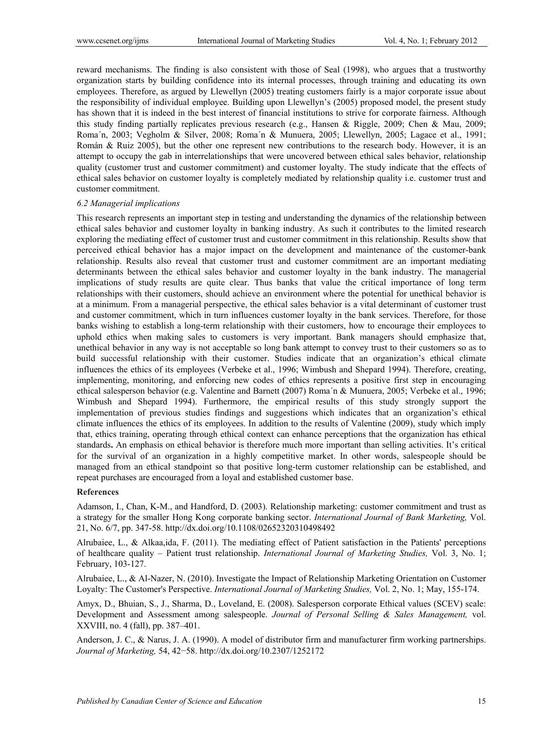reward mechanisms. The finding is also consistent with those of Seal (1998), who argues that a trustworthy organization starts by building confidence into its internal processes, through training and educating its own employees. Therefore, as argued by Llewellyn (2005) treating customers fairly is a major corporate issue about the responsibility of individual employee. Building upon Llewellyn's (2005) proposed model, the present study has shown that it is indeed in the best interest of financial institutions to strive for corporate fairness. Although this study finding partially replicates previous research (e.g., Hansen & Riggle, 2009; Chen & Mau, 2009; Roma´n, 2003; Vegholm & Silver, 2008; Roma´n & Munuera, 2005; Llewellyn, 2005; Lagace et al., 1991; Román & Ruiz 2005), but the other one represent new contributions to the research body. However, it is an attempt to occupy the gab in interrelationships that were uncovered between ethical sales behavior, relationship quality (customer trust and customer commitment) and customer loyalty. The study indicate that the effects of ethical sales behavior on customer loyalty is completely mediated by relationship quality i.e. customer trust and customer commitment.

### *6.2 Managerial implications*

This research represents an important step in testing and understanding the dynamics of the relationship between ethical sales behavior and customer loyalty in banking industry. As such it contributes to the limited research exploring the mediating effect of customer trust and customer commitment in this relationship. Results show that perceived ethical behavior has a major impact on the development and maintenance of the customer-bank relationship. Results also reveal that customer trust and customer commitment are an important mediating determinants between the ethical sales behavior and customer loyalty in the bank industry. The managerial implications of study results are quite clear. Thus banks that value the critical importance of long term relationships with their customers, should achieve an environment where the potential for unethical behavior is at a minimum. From a managerial perspective, the ethical sales behavior is a vital determinant of customer trust and customer commitment, which in turn influences customer loyalty in the bank services. Therefore, for those banks wishing to establish a long-term relationship with their customers, how to encourage their employees to uphold ethics when making sales to customers is very important. Bank managers should emphasize that, unethical behavior in any way is not acceptable so long bank attempt to convey trust to their customers so as to build successful relationship with their customer. Studies indicate that an organization's ethical climate influences the ethics of its employees (Verbeke et al., 1996; Wimbush and Shepard 1994). Therefore, creating, implementing, monitoring, and enforcing new codes of ethics represents a positive first step in encouraging ethical salesperson behavior (e.g. Valentine and Barnett (2007) Roma´n & Munuera, 2005; Verbeke et al., 1996; Wimbush and Shepard 1994). Furthermore, the empirical results of this study strongly support the implementation of previous studies findings and suggestions which indicates that an organization's ethical climate influences the ethics of its employees. In addition to the results of Valentine (2009), study which imply that, ethics training, operating through ethical context can enhance perceptions that the organization has ethical standards**.** An emphasis on ethical behavior is therefore much more important than selling activities. It's critical for the survival of an organization in a highly competitive market. In other words, salespeople should be managed from an ethical standpoint so that positive long-term customer relationship can be established, and repeat purchases are encouraged from a loyal and established customer base.

## References

Adamson, I., Chan, K-M., and Handford, D. (2003). Relationship marketing: customer commitment and trust as a strategy for the smaller Hong Kong corporate banking sector. *International Journal of Bank Marketing,* Vol. 21, No. 6/7, pp. 347-58. http://dx.doi.org/10.1108/02652320310498492

Alrubaiee, L., & Alkaa,ida, F. (2011). The mediating effect of Patient satisfaction in the Patients' perceptions of healthcare quality – Patient trust relationship. *International Journal of Marketing Studies,* Vol. 3, No. 1; February, 103-127.

Alrubaiee, L., & Al-Nazer, N. (2010). Investigate the Impact of Relationship Marketing Orientation on Customer Loyalty: The Customer's Perspective. *International Journal of Marketing Studies,* Vol. 2, No. 1; May, 155-174.

Amyx, D., Bhuian, S., J., Sharma, D., Loveland, E. (2008). Salesperson corporate Ethical values (SCEV) scale: Development and Assessment among salespeople. *Journal of Personal Selling & Sales Management,* vol. XXVIII, no. 4 (fall), pp. 387–401.

Anderson, J. C., & Narus, J. A. (1990). A model of distributor firm and manufacturer firm working partnerships. *Journal of Marketing,* 54, 42−58. http://dx.doi.org/10.2307/1252172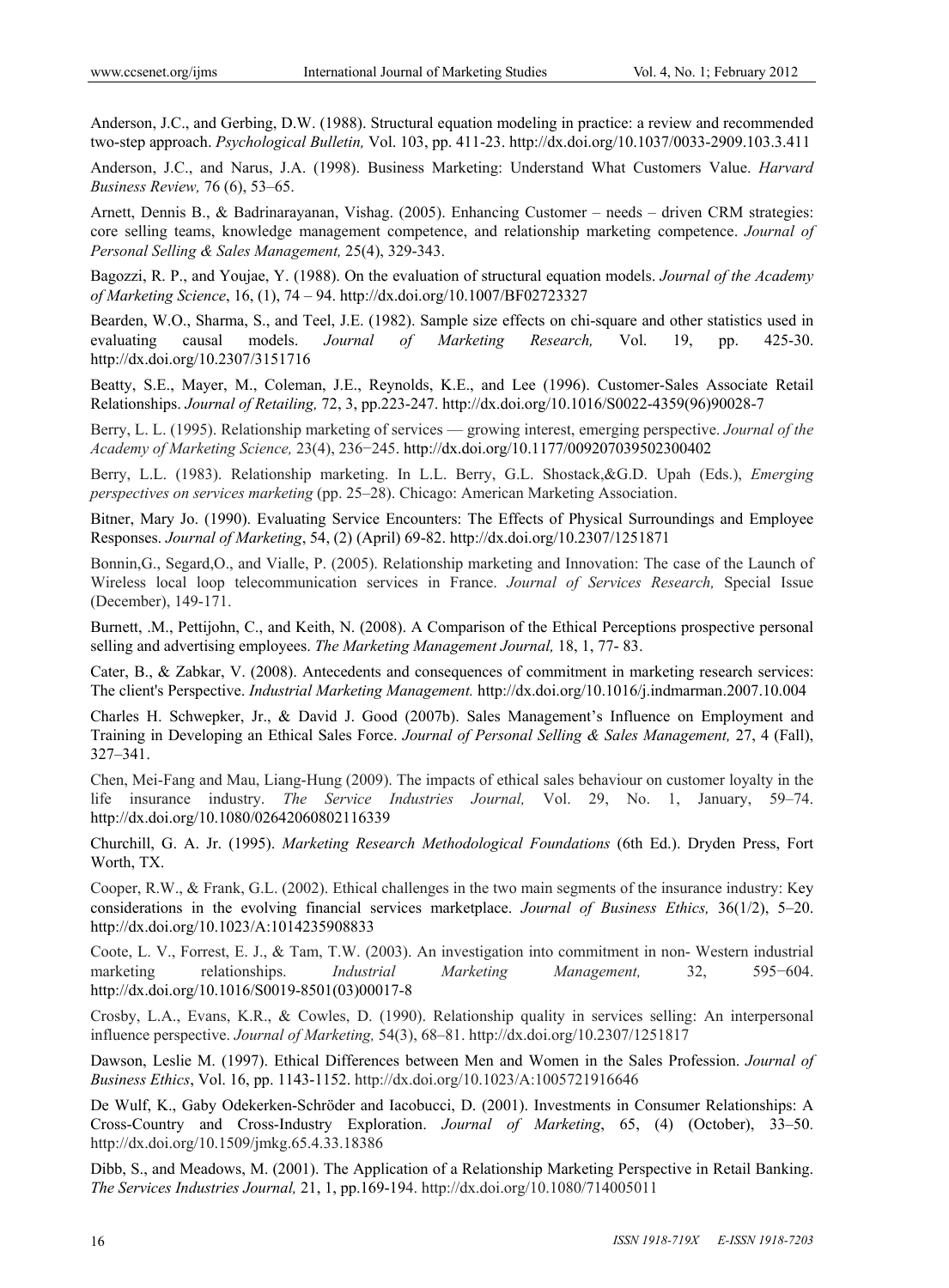Anderson, J.C., and Gerbing, D.W. (1988). Structural equation modeling in practice: a review and recommended two-step approach. *Psychological Bulletin,* Vol. 103, pp. 411-23. http://dx.doi.org/10.1037/0033-2909.103.3.411

Anderson, J.C., and Narus, J.A. (1998). Business Marketing: Understand What Customers Value. *Harvard Business Review,* 76 (6), 53–65.

Arnett, Dennis B., & Badrinarayanan, Vishag. (2005). Enhancing Customer – needs – driven CRM strategies: core selling teams, knowledge management competence, and relationship marketing competence. *Journal of Personal Selling & Sales Management,* 25(4), 329-343.

Bagozzi, R. P., and Youjae, Y. (1988). On the evaluation of structural equation models. *Journal of the Academy of Marketing Science*, 16, (1), 74 – 94. http://dx.doi.org/10.1007/BF02723327

Bearden, W.O., Sharma, S., and Teel, J.E. (1982). Sample size effects on chi-square and other statistics used in evaluating causal models. *Journal of Marketing Research,* Vol. 19, pp. 425-30. http://dx.doi.org/10.2307/3151716

Beatty, S.E., Mayer, M., Coleman, J.E., Reynolds, K.E., and Lee (1996). Customer-Sales Associate Retail Relationships. *Journal of Retailing,* 72, 3, pp.223-247. http://dx.doi.org/10.1016/S0022-4359(96)90028-7

Berry, L. L. (1995). Relationship marketing of services — growing interest, emerging perspective. *Journal of the Academy of Marketing Science,* 23(4), 236−245. http://dx.doi.org/10.1177/009207039502300402

Berry, L.L. (1983). Relationship marketing. In L.L. Berry, G.L. Shostack,&G.D. Upah (Eds.), *Emerging perspectives on services marketing* (pp. 25–28). Chicago: American Marketing Association.

Bitner, Mary Jo. (1990). Evaluating Service Encounters: The Effects of Physical Surroundings and Employee Responses. *Journal of Marketing*, 54, (2) (April) 69-82. http://dx.doi.org/10.2307/1251871

Bonnin,G., Segard,O., and Vialle, P. (2005). Relationship marketing and Innovation: The case of the Launch of Wireless local loop telecommunication services in France. *Journal of Services Research,* Special Issue (December), 149-171.

Burnett, .M., Pettijohn, C., and Keith, N. (2008). A Comparison of the Ethical Perceptions prospective personal selling and advertising employees. *The Marketing Management Journal,* 18, 1, 77- 83.

Cater, B., & Zabkar, V. (2008). Antecedents and consequences of commitment in marketing research services: The client's Perspective. *Industrial Marketing Management.* http://dx.doi.org/10.1016/j.indmarman.2007.10.004

Charles H. Schwepker, Jr., & David J. Good (2007b). Sales Management's Influence on Employment and Training in Developing an Ethical Sales Force. *Journal of Personal Selling & Sales Management,* 27, 4 (Fall), 327–341.

Chen, Mei-Fang and Mau, Liang-Hung (2009). The impacts of ethical sales behaviour on customer loyalty in the life insurance industry. *The Service Industries Journal,* Vol. 29, No. 1, January, 59–74. http://dx.doi.org/10.1080/02642060802116339

Churchill, G. A. Jr. (1995). *Marketing Research Methodological Foundations* (6th Ed.). Dryden Press, Fort Worth, TX.

Cooper, R.W., & Frank, G.L. (2002). Ethical challenges in the two main segments of the insurance industry: Key considerations in the evolving financial services marketplace. *Journal of Business Ethics,* 36(1/2), 5–20. http://dx.doi.org/10.1023/A:1014235908833

Coote, L. V., Forrest, E. J., & Tam, T.W. (2003). An investigation into commitment in non- Western industrial marketing relationships. *Industrial Marketing Management,* 32, 595−604. http://dx.doi.org/10.1016/S0019-8501(03)00017-8

Crosby, L.A., Evans, K.R., & Cowles, D. (1990). Relationship quality in services selling: An interpersonal influence perspective. *Journal of Marketing,* 54(3), 68–81. http://dx.doi.org/10.2307/1251817

Dawson, Leslie M. (1997). Ethical Differences between Men and Women in the Sales Profession. *Journal of Business Ethics*, Vol. 16, pp. 1143-1152. http://dx.doi.org/10.1023/A:1005721916646

De Wulf, K., Gaby Odekerken-Schröder and Iacobucci, D. (2001). Investments in Consumer Relationships: A Cross-Country and Cross-Industry Exploration. *Journal of Marketing*, 65, (4) (October), 33–50. http://dx.doi.org/10.1509/jmkg.65.4.33.18386

Dibb, S., and Meadows, M. (2001). The Application of a Relationship Marketing Perspective in Retail Banking. *The Services Industries Journal,* 21, 1, pp.169-194. http://dx.doi.org/10.1080/714005011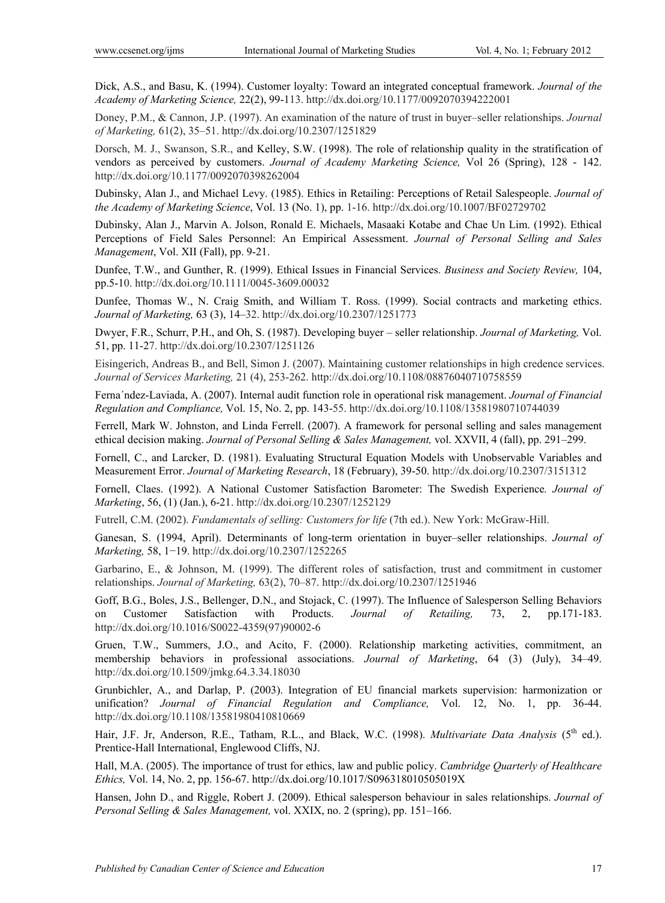Dick, A.S., and Basu, K. (1994). Customer loyalty: Toward an integrated conceptual framework. *Journal of the Academy of Marketing Science,* 22(2), 99-113. http://dx.doi.org/10.1177/0092070394222001

Doney, P.M., & Cannon, J.P. (1997). An examination of the nature of trust in buyer–seller relationships. *Journal of Marketing,* 61(2), 35–51. http://dx.doi.org/10.2307/1251829

Dorsch, M. J., Swanson, S.R., and Kelley, S.W. (1998). The role of relationship quality in the stratification of vendors as perceived by customers. *Journal of Academy Marketing Science,* Vol 26 (Spring), 128 - 142. http://dx.doi.org/10.1177/0092070398262004

Dubinsky, Alan J., and Michael Levy. (1985). Ethics in Retailing: Perceptions of Retail Salespeople. *Journal of the Academy of Marketing Science*, Vol. 13 (No. 1), pp. 1-16. http://dx.doi.org/10.1007/BF02729702

Dubinsky, Alan J., Marvin A. Jolson, Ronald E. Michaels, Masaaki Kotabe and Chae Un Lim. (1992). Ethical Perceptions of Field Sales Personnel: An Empirical Assessment. *Journal of Personal Selling and Sales Management*, Vol. XII (Fall), pp. 9-21.

Dunfee, T.W., and Gunther, R. (1999). Ethical Issues in Financial Services. *Business and Society Review,* 104, pp.5-10. http://dx.doi.org/10.1111/0045-3609.00032

Dunfee, Thomas W., N. Craig Smith, and William T. Ross. (1999). Social contracts and marketing ethics. *Journal of Marketing,* 63 (3), 14–32. http://dx.doi.org/10.2307/1251773

Dwyer, F.R., Schurr, P.H., and Oh, S. (1987). Developing buyer – seller relationship. *Journal of Marketing,* Vol. 51, pp. 11-27. http://dx.doi.org/10.2307/1251126

Eisingerich, Andreas B., and Bell, Simon J. (2007). Maintaining customer relationships in high credence services. *Journal of Services Marketing,* 21 (4), 253-262. http://dx.doi.org/10.1108/08876040710758559

Ferna´ndez-Laviada, A. (2007). Internal audit function role in operational risk management. *Journal of Financial Regulation and Compliance,* Vol. 15, No. 2, pp. 143-55. http://dx.doi.org/10.1108/13581980710744039

Ferrell, Mark W. Johnston, and Linda Ferrell. (2007). A framework for personal selling and sales management ethical decision making. *Journal of Personal Selling & Sales Management,* vol. XXVII, 4 (fall), pp. 291–299.

Fornell, C., and Larcker, D. (1981). Evaluating Structural Equation Models with Unobservable Variables and Measurement Error. *Journal of Marketing Research*, 18 (February), 39-50. http://dx.doi.org/10.2307/3151312

Fornell, Claes. (1992). A National Customer Satisfaction Barometer: The Swedish Experience*. Journal of Marketing*, 56, (1) (Jan.), 6-21. http://dx.doi.org/10.2307/1252129

Futrell, C.M. (2002). *Fundamentals of selling: Customers for life* (7th ed.). New York: McGraw-Hill.

Ganesan, S. (1994, April). Determinants of long-term orientation in buyer–seller relationships. *Journal of Marketing,* 58, 1−19. http://dx.doi.org/10.2307/1252265

Garbarino, E., & Johnson, M. (1999). The different roles of satisfaction, trust and commitment in customer relationships. *Journal of Marketing,* 63(2), 70–87. http://dx.doi.org/10.2307/1251946

Goff, B.G., Boles, J.S., Bellenger, D.N., and Stojack, C. (1997). The Influence of Salesperson Selling Behaviors on Customer Satisfaction with Products. *Journal of Retailing,* 73, 2, pp.171-183. http://dx.doi.org/10.1016/S0022-4359(97)90002-6

Gruen, T.W., Summers, J.O., and Acito, F. (2000). Relationship marketing activities, commitment, an membership behaviors in professional associations. *Journal of Marketing*, 64 (3) (July), 34–49. http://dx.doi.org/10.1509/jmkg.64.3.34.18030

Grunbichler, A., and Darlap, P. (2003). Integration of EU financial markets supervision: harmonization or unification? *Journal of Financial Regulation and Compliance,* Vol. 12, No. 1, pp. 36-44. http://dx.doi.org/10.1108/13581980410810669

Hair, J.F. Jr, Anderson, R.E., Tatham, R.L., and Black, W.C. (1998). *Multivariate Data Analysis* (5th ed.). Prentice-Hall International, Englewood Cliffs, NJ.

Hall, M.A. (2005). The importance of trust for ethics, law and public policy. *Cambridge Quarterly of Healthcare Ethics,* Vol. 14, No. 2, pp. 156-67. http://dx.doi.org/10.1017/S096318010505019X

Hansen, John D., and Riggle, Robert J. (2009). Ethical salesperson behaviour in sales relationships. *Journal of Personal Selling & Sales Management,* vol. XXIX, no. 2 (spring), pp. 151–166.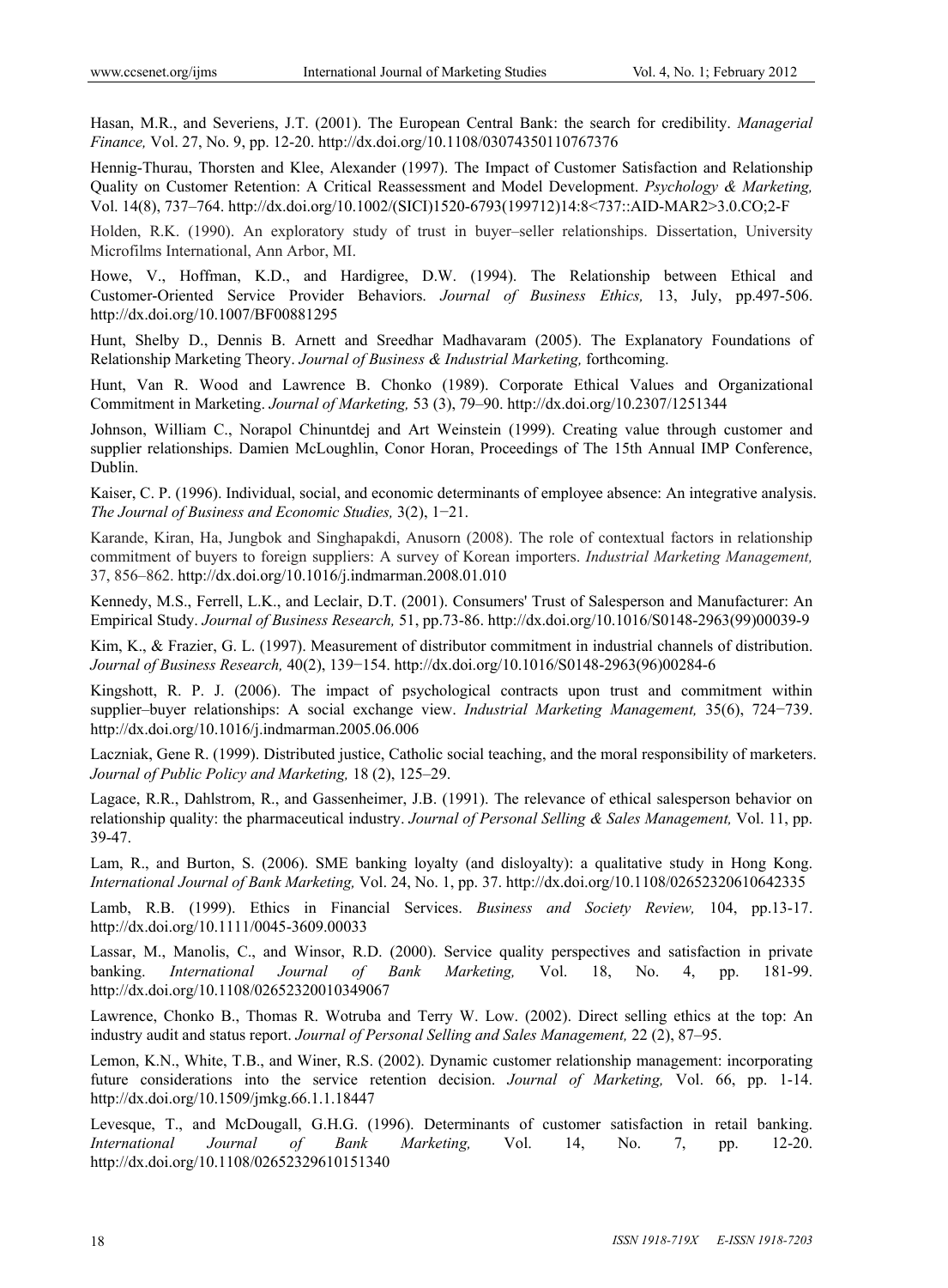Hasan, M.R., and Severiens, J.T. (2001). The European Central Bank: the search for credibility. *Managerial Finance,* Vol. 27, No. 9, pp. 12-20. http://dx.doi.org/10.1108/03074350110767376

Hennig-Thurau, Thorsten and Klee, Alexander (1997). The Impact of Customer Satisfaction and Relationship Quality on Customer Retention: A Critical Reassessment and Model Development. *Psychology & Marketing,* Vol. 14(8), 737–764. http://dx.doi.org/10.1002/(SICI)1520-6793(199712)14:8<737::AID-MAR2>3.0.CO;2-F

Holden, R.K. (1990). An exploratory study of trust in buyer–seller relationships. Dissertation, University Microfilms International, Ann Arbor, MI.

Howe, V., Hoffman, K.D., and Hardigree, D.W. (1994). The Relationship between Ethical and Customer-Oriented Service Provider Behaviors. *Journal of Business Ethics,* 13, July, pp.497-506. http://dx.doi.org/10.1007/BF00881295

Hunt, Shelby D., Dennis B. Arnett and Sreedhar Madhavaram (2005). The Explanatory Foundations of Relationship Marketing Theory. *Journal of Business & Industrial Marketing,* forthcoming.

Hunt, Van R. Wood and Lawrence B. Chonko (1989). Corporate Ethical Values and Organizational Commitment in Marketing. *Journal of Marketing,* 53 (3), 79–90. http://dx.doi.org/10.2307/1251344

Johnson, William C., Norapol Chinuntdej and Art Weinstein (1999). Creating value through customer and supplier relationships. Damien McLoughlin, Conor Horan, Proceedings of The 15th Annual IMP Conference, Dublin.

Kaiser, C. P. (1996). Individual, social, and economic determinants of employee absence: An integrative analysis. *The Journal of Business and Economic Studies,* 3(2), 1−21.

Karande, Kiran, Ha, Jungbok and Singhapakdi, Anusorn (2008). The role of contextual factors in relationship commitment of buyers to foreign suppliers: A survey of Korean importers. *Industrial Marketing Management,* 37, 856–862. http://dx.doi.org/10.1016/j.indmarman.2008.01.010

Kennedy, M.S., Ferrell, L.K., and Leclair, D.T. (2001). Consumers' Trust of Salesperson and Manufacturer: An Empirical Study. *Journal of Business Research,* 51, pp.73-86. http://dx.doi.org/10.1016/S0148-2963(99)00039-9

Kim, K., & Frazier, G. L. (1997). Measurement of distributor commitment in industrial channels of distribution. *Journal of Business Research,* 40(2), 139−154. http://dx.doi.org/10.1016/S0148-2963(96)00284-6

Kingshott, R. P. J. (2006). The impact of psychological contracts upon trust and commitment within supplier–buyer relationships: A social exchange view. *Industrial Marketing Management,* 35(6), 724−739. http://dx.doi.org/10.1016/j.indmarman.2005.06.006

Laczniak, Gene R. (1999). Distributed justice, Catholic social teaching, and the moral responsibility of marketers. *Journal of Public Policy and Marketing,* 18 (2), 125–29.

Lagace, R.R., Dahlstrom, R., and Gassenheimer, J.B. (1991). The relevance of ethical salesperson behavior on relationship quality: the pharmaceutical industry. *Journal of Personal Selling & Sales Management,* Vol. 11, pp. 39-47.

Lam, R., and Burton, S. (2006). SME banking loyalty (and disloyalty): a qualitative study in Hong Kong. *International Journal of Bank Marketing,* Vol. 24, No. 1, pp. 37. http://dx.doi.org/10.1108/02652320610642335

Lamb, R.B. (1999). Ethics in Financial Services. *Business and Society Review,* 104, pp.13-17. http://dx.doi.org/10.1111/0045-3609.00033

Lassar, M., Manolis, C., and Winsor, R.D. (2000). Service quality perspectives and satisfaction in private banking. *International Journal of Bank Marketing,* Vol. 18, No. 4, pp. 181-99. http://dx.doi.org/10.1108/02652320010349067

Lawrence, Chonko B., Thomas R. Wotruba and Terry W. Low. (2002). Direct selling ethics at the top: An industry audit and status report. *Journal of Personal Selling and Sales Management,* 22 (2), 87–95.

Lemon, K.N., White, T.B., and Winer, R.S. (2002). Dynamic customer relationship management: incorporating future considerations into the service retention decision. *Journal of Marketing,* Vol. 66, pp. 1-14. http://dx.doi.org/10.1509/jmkg.66.1.1.18447

Levesque, T., and McDougall, G.H.G. (1996). Determinants of customer satisfaction in retail banking. *International Journal of Bank Marketing,* Vol. 14, No. 7, pp. 12-20. http://dx.doi.org/10.1108/02652329610151340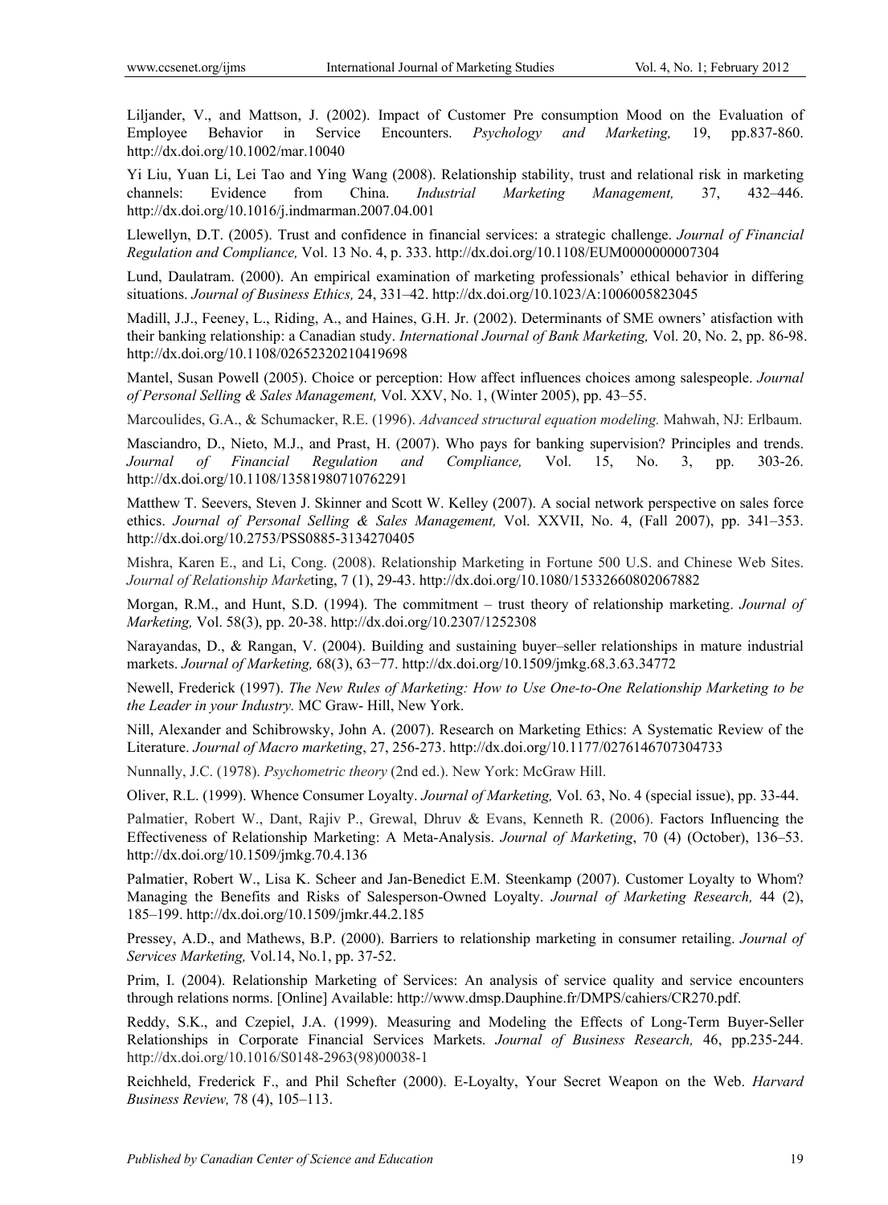Liljander, V., and Mattson, J. (2002). Impact of Customer Pre consumption Mood on the Evaluation of Employee Behavior in Service Encounters. *Psychology and Marketing,* 19, pp.837-860. http://dx.doi.org/10.1002/mar.10040

Yi Liu, Yuan Li, Lei Tao and Ying Wang (2008). Relationship stability, trust and relational risk in marketing channels: Evidence from China. *Industrial Marketing Management,* 37, 432–446. http://dx.doi.org/10.1016/j.indmarman.2007.04.001

Llewellyn, D.T. (2005). Trust and confidence in financial services: a strategic challenge. *Journal of Financial Regulation and Compliance,* Vol. 13 No. 4, p. 333. http://dx.doi.org/10.1108/EUM0000000007304

Lund, Daulatram. (2000). An empirical examination of marketing professionals' ethical behavior in differing situations. *Journal of Business Ethics,* 24, 331–42. http://dx.doi.org/10.1023/A:1006005823045

Madill, J.J., Feeney, L., Riding, A., and Haines, G.H. Jr. (2002). Determinants of SME owners' atisfaction with their banking relationship: a Canadian study. *International Journal of Bank Marketing,* Vol. 20, No. 2, pp. 86-98. http://dx.doi.org/10.1108/02652320210419698

Mantel, Susan Powell (2005). Choice or perception: How affect influences choices among salespeople. *Journal of Personal Selling & Sales Management,* Vol. XXV, No. 1, (Winter 2005), pp. 43–55.

Marcoulides, G.A., & Schumacker, R.E. (1996). *Advanced structural equation modeling.* Mahwah, NJ: Erlbaum.

Masciandro, D., Nieto, M.J., and Prast, H. (2007). Who pays for banking supervision? Principles and trends. *Journal of Financial Regulation and Compliance,* Vol. 15, No. 3, pp. 303-26. http://dx.doi.org/10.1108/13581980710762291

Matthew T. Seevers, Steven J. Skinner and Scott W. Kelley (2007). A social network perspective on sales force ethics. *Journal of Personal Selling & Sales Management,* Vol. XXVII, No. 4, (Fall 2007), pp. 341–353. http://dx.doi.org/10.2753/PSS0885-3134270405

Mishra, Karen E., and Li, Cong. (2008). Relationship Marketing in Fortune 500 U.S. and Chinese Web Sites. *Journal of Relationship Marke*ting, 7 (1), 29-43. http://dx.doi.org/10.1080/15332660802067882

Morgan, R.M., and Hunt, S.D. (1994). The commitment – trust theory of relationship marketing. *Journal of Marketing,* Vol. 58(3), pp. 20-38. http://dx.doi.org/10.2307/1252308

Narayandas, D., & Rangan, V. (2004). Building and sustaining buyer–seller relationships in mature industrial markets. *Journal of Marketing,* 68(3), 63−77. http://dx.doi.org/10.1509/jmkg.68.3.63.34772

Newell, Frederick (1997). *The New Rules of Marketing: How to Use One-to-One Relationship Marketing to be the Leader in your Industry.* MC Graw- Hill, New York.

Nill, Alexander and Schibrowsky, John A. (2007). Research on Marketing Ethics: A Systematic Review of the Literature. *Journal of Macro marketing*, 27, 256-273. http://dx.doi.org/10.1177/0276146707304733

Nunnally, J.C. (1978). *Psychometric theory* (2nd ed.). New York: McGraw Hill.

Oliver, R.L. (1999). Whence Consumer Loyalty. *Journal of Marketing,* Vol. 63, No. 4 (special issue), pp. 33-44.

Palmatier, Robert W., Dant, Rajiv P., Grewal, Dhruv & Evans, Kenneth R. (2006). Factors Influencing the Effectiveness of Relationship Marketing: A Meta-Analysis. *Journal of Marketing*, 70 (4) (October), 136–53. http://dx.doi.org/10.1509/jmkg.70.4.136

Palmatier, Robert W., Lisa K. Scheer and Jan-Benedict E.M. Steenkamp (2007). Customer Loyalty to Whom? Managing the Benefits and Risks of Salesperson-Owned Loyalty. *Journal of Marketing Research,* 44 (2), 185–199. http://dx.doi.org/10.1509/jmkr.44.2.185

Pressey, A.D., and Mathews, B.P. (2000). Barriers to relationship marketing in consumer retailing. *Journal of Services Marketing,* Vol.14, No.1, pp. 37-52.

Prim, I. (2004). Relationship Marketing of Services: An analysis of service quality and service encounters through relations norms. [Online] Available: http://www.dmsp.Dauphine.fr/DMPS/cahiers/CR270.pdf.

Reddy, S.K., and Czepiel, J.A. (1999). Measuring and Modeling the Effects of Long-Term Buyer-Seller Relationships in Corporate Financial Services Markets. *Journal of Business Research,* 46, pp.235-244. http://dx.doi.org/10.1016/S0148-2963(98)00038-1

Reichheld, Frederick F., and Phil Schefter (2000). E-Loyalty, Your Secret Weapon on the Web. *Harvard Business Review,* 78 (4), 105–113.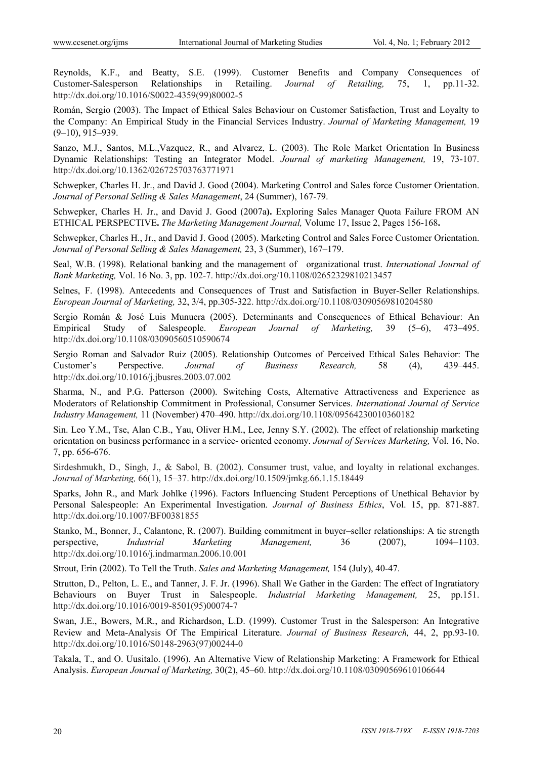Reynolds, K.F., and Beatty, S.E. (1999). Customer Benefits and Company Consequences of Customer-Salesperson Relationships in Retailing. *Journal of Retailing,* 75, 1, pp.11-32. http://dx.doi.org/10.1016/S0022-4359(99)80002-5

Román, Sergio (2003). The Impact of Ethical Sales Behaviour on Customer Satisfaction, Trust and Loyalty to the Company: An Empirical Study in the Financial Services Industry. *Journal of Marketing Management,* 19 (9–10), 915–939.

Sanzo, M.J., Santos, M.L.,Vazquez, R., and Alvarez, L. (2003). The Role Market Orientation In Business Dynamic Relationships: Testing an Integrator Model. *Journal of marketing Management,* 19, 73-107. http://dx.doi.org/10.1362/026725703763771971

Schwepker, Charles H. Jr., and David J. Good (2004). Marketing Control and Sales force Customer Orientation. *Journal of Personal Selling & Sales Management*, 24 (Summer), 167-79.

Schwepker, Charles H. Jr., and David J. Good (2007a**).** Exploring Sales Manager Quota Failure FROM AN ETHICAL PERSPECTIVE**.** *The Marketing Management Journal,* Volume 17, Issue 2, Pages 156-168**.**

Schwepker, Charles H., Jr., and David J. Good (2005). Marketing Control and Sales Force Customer Orientation. *Journal of Personal Selling & Sales Management,* 23, 3 (Summer), 167–179.

Seal, W.B. (1998). Relational banking and the management of organizational trust. *International Journal of Bank Marketing,* Vol. 16 No. 3, pp. 102-7. http://dx.doi.org/10.1108/02652329810213457

Selnes, F. (1998). Antecedents and Consequences of Trust and Satisfaction in Buyer-Seller Relationships. *European Journal of Marketing,* 32, 3/4, pp.305-322. http://dx.doi.org/10.1108/03090569810204580

Sergio Román & José Luis Munuera (2005). Determinants and Consequences of Ethical Behaviour: An Empirical Study of Salespeople. *European Journal of Marketing,* 39 (5–6), 473–495. http://dx.doi.org/10.1108/03090560510590674

Sergio Roman and Salvador Ruiz (2005). Relationship Outcomes of Perceived Ethical Sales Behavior: The Customer's Perspective. *Journal of Business Research,* 58 (4), 439–445. http://dx.doi.org/10.1016/j.jbusres.2003.07.002

Sharma, N., and P.G. Patterson (2000). Switching Costs, Alternative Attractiveness and Experience as Moderators of Relationship Commitment in Professional, Consumer Services. *International Journal of Service Industry Management,* 11 (November) 470–490. http://dx.doi.org/10.1108/09564230010360182

Sin. Leo Y.M., Tse, Alan C.B., Yau, Oliver H.M., Lee, Jenny S.Y. (2002). The effect of relationship marketing orientation on business performance in a service- oriented economy. *Journal of Services Marketing,* Vol. 16, No. 7, pp. 656-676.

Sirdeshmukh, D., Singh, J., & Sabol, B. (2002). Consumer trust, value, and loyalty in relational exchanges. *Journal of Marketing,* 66(1), 15–37. http://dx.doi.org/10.1509/jmkg.66.1.15.18449

Sparks, John R., and Mark Johlke (1996). Factors Influencing Student Perceptions of Unethical Behavior by Personal Salespeople: An Experimental Investigation. *Journal of Business Ethics*, Vol. 15, pp. 871-887. http://dx.doi.org/10.1007/BF00381855

Stanko, M., Bonner, J., Calantone, R. (2007). Building commitment in buyer–seller relationships: A tie strength perspective, *Industrial Marketing Management,* 36 (2007), 1094–1103. http://dx.doi.org/10.1016/j.indmarman.2006.10.001

Strout, Erin (2002). To Tell the Truth. *Sales and Marketing Management,* 154 (July), 40-47.

Strutton, D., Pelton, L. E., and Tanner, J. F. Jr. (1996). Shall We Gather in the Garden: The effect of Ingratiatory Behaviours on Buyer Trust in Salespeople. *Industrial Marketing Management,* 25, pp.151. http://dx.doi.org/10.1016/0019-8501(95)00074-7

Swan, J.E., Bowers, M.R., and Richardson, L.D. (1999). Customer Trust in the Salesperson: An Integrative Review and Meta-Analysis Of The Empirical Literature. *Journal of Business Research,* 44, 2, pp.93-10. http://dx.doi.org/10.1016/S0148-2963(97)00244-0

Takala, T., and O. Uusitalo. (1996). An Alternative View of Relationship Marketing: A Framework for Ethical Analysis. *European Journal of Marketing,* 30(2), 45–60. http://dx.doi.org/10.1108/03090569610106644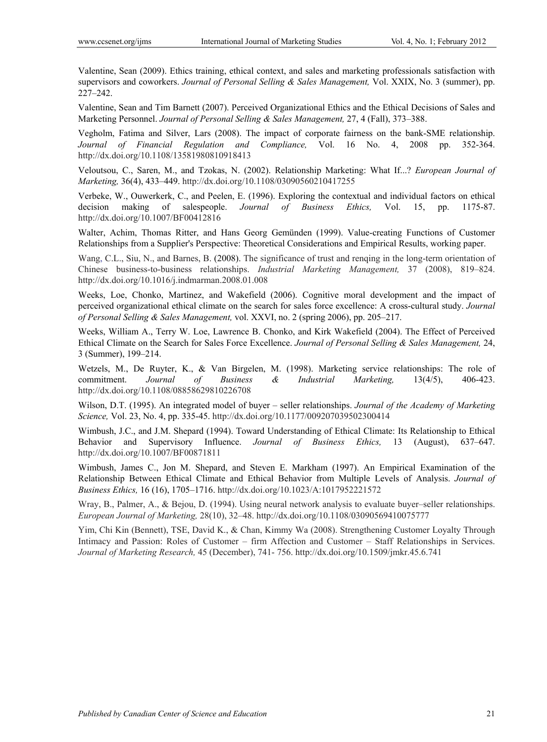Valentine, Sean (2009). Ethics training, ethical context, and sales and marketing professionals satisfaction with supervisors and coworkers. *Journal of Personal Selling & Sales Management,* Vol. XXIX, No. 3 (summer), pp. 227–242.

Valentine, Sean and Tim Barnett (2007). Perceived Organizational Ethics and the Ethical Decisions of Sales and Marketing Personnel. *Journal of Personal Selling & Sales Management,* 27, 4 (Fall), 373–388.

Vegholm, Fatima and Silver, Lars (2008). The impact of corporate fairness on the bank-SME relationship. *Journal of Financial Regulation and Compliance,* Vol. 16 No. 4, 2008 pp. 352-364. http://dx.doi.org/10.1108/13581980810918413

Veloutsou, C., Saren, M., and Tzokas, N. (2002). Relationship Marketing: What If...? *European Journal of Marketing,* 36(4), 433–449. http://dx.doi.org/10.1108/03090560210417255

Verbeke, W., Ouwerkerk, C., and Peelen, E. (1996). Exploring the contextual and individual factors on ethical decision making of salespeople. *Journal of Business Ethics,* Vol. 15, pp. 1175-87. http://dx.doi.org/10.1007/BF00412816

Walter, Achim, Thomas Ritter, and Hans Georg Gemünden (1999). Value-creating Functions of Customer Relationships from a Supplier's Perspective: Theoretical Considerations and Empirical Results, working paper.

Wang, C.L., Siu, N., and Barnes, B. (2008). The significance of trust and renqing in the long-term orientation of Chinese business-to-business relationships. *Industrial Marketing Management,* 37 (2008), 819–824. http://dx.doi.org/10.1016/j.indmarman.2008.01.008

Weeks, Loe, Chonko, Martinez, and Wakefield (2006). Cognitive moral development and the impact of perceived organizational ethical climate on the search for sales force excellence: A cross-cultural study. *Journal of Personal Selling & Sales Management,* vol. XXVI, no. 2 (spring 2006), pp. 205–217.

Weeks, William A., Terry W. Loe, Lawrence B. Chonko, and Kirk Wakefield (2004). The Effect of Perceived Ethical Climate on the Search for Sales Force Excellence. *Journal of Personal Selling & Sales Management,* 24, 3 (Summer), 199–214.

Wetzels, M., De Ruyter, K., & Van Birgelen, M. (1998). Marketing service relationships: The role of commitment. *Journal of Business & Industrial Marketing,* 13(4/5), 406-423. http://dx.doi.org/10.1108/08858629810226708

Wilson, D.T. (1995). An integrated model of buyer – seller relationships. *Journal of the Academy of Marketing Science,* Vol. 23, No. 4, pp. 335-45. http://dx.doi.org/10.1177/009207039502300414

Wimbush, J.C., and J.M. Shepard (1994). Toward Understanding of Ethical Climate: Its Relationship to Ethical Behavior and Supervisory Influence. *Journal of Business Ethics,* 13 (August), 637–647. http://dx.doi.org/10.1007/BF00871811

Wimbush, James C., Jon M. Shepard, and Steven E. Markham (1997). An Empirical Examination of the Relationship Between Ethical Climate and Ethical Behavior from Multiple Levels of Analysis. *Journal of Business Ethics,* 16 (16), 1705–1716. http://dx.doi.org/10.1023/A:1017952221572

Wray, B., Palmer, A., & Bejou, D. (1994). Using neural network analysis to evaluate buyer–seller relationships. *European Journal of Marketing,* 28(10), 32–48. http://dx.doi.org/10.1108/03090569410075777

Yim, Chi Kin (Bennett), TSE, David K., & Chan, Kimmy Wa (2008). Strengthening Customer Loyalty Through Intimacy and Passion: Roles of Customer – firm Affection and Customer – Staff Relationships in Services. *Journal of Marketing Research,* 45 (December), 741- 756. http://dx.doi.org/10.1509/jmkr.45.6.741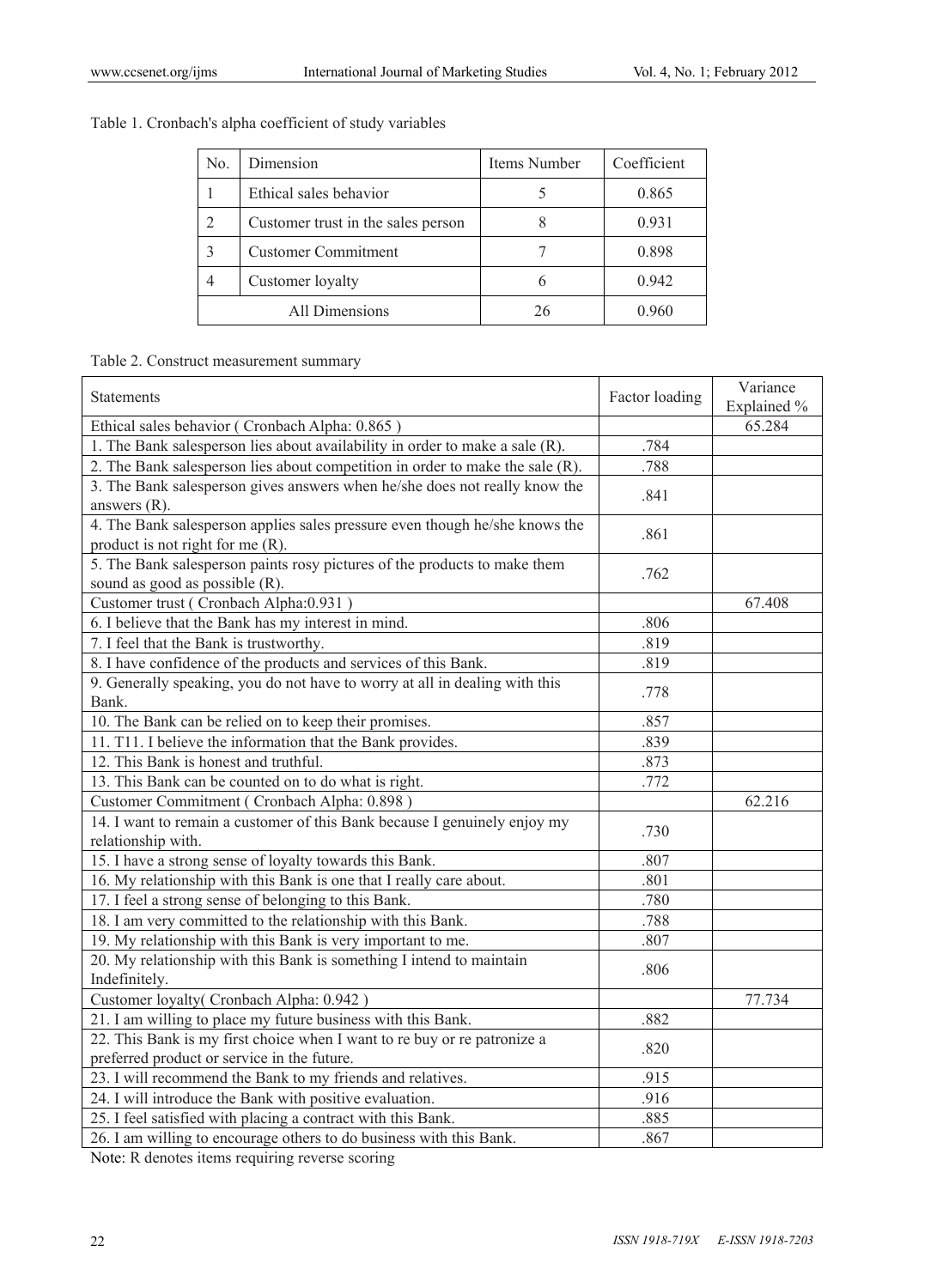Table 1. Cronbach's alpha coefficient of study variables

| No. | Dimension | Items Number | Coefficient |
|---|---|---|---|
| 1 | Ethical sales behavior | 5 | 0.865 |
| 2 | Customer trust in the sales person | 8 | 0.931 |
| 3 | Customer Commitment | 7 | 0.898 |
| 4 | Customer loyalty | 6 | 0.942 |
| All Dimensions | | 26 | 0.960 |

Table 2. Construct measurement summary

| Statements | Factor loading | Variance Explained % |
|---|---|---|
| Ethical sales behavior ( Cronbach Alpha: 0.865 ) | | 65.284 |
| 1. The Bank salesperson lies about availability in order to make a sale (R). | .784 | |
| 2. The Bank salesperson lies about competition in order to make the sale (R). | .788 | |
| 3. The Bank salesperson gives answers when he/she does not really know the answers (R). | .841 | |
| 4. The Bank salesperson applies sales pressure even though he/she knows the product is not right for me (R). | .861 | |
| 5. The Bank salesperson paints rosy pictures of the products to make them sound as good as possible (R). | .762 | |
| Customer trust ( Cronbach Alpha:0.931 ) | | 67.408 |
| 6. I believe that the Bank has my interest in mind. | .806 | |
| 7. I feel that the Bank is trustworthy. | .819 | |
| 8. I have confidence of the products and services of this Bank. | .819 | |
| 9. Generally speaking, you do not have to worry at all in dealing with this Bank. | .778 | |
| 10. The Bank can be relied on to keep their promises. | .857 | |
| 11. T11. I believe the information that the Bank provides. | .839 | |
| 12. This Bank is honest and truthful. | .873 | |
| 13. This Bank can be counted on to do what is right. | .772 | |
| Customer Commitment ( Cronbach Alpha: 0.898 ) | | 62.216 |
| 14. I want to remain a customer of this Bank because I genuinely enjoy my relationship with. | .730 | |
| 15. I have a strong sense of loyalty towards this Bank. | .807 | |
| 16. My relationship with this Bank is one that I really care about. | .801 | |
| 17. I feel a strong sense of belonging to this Bank. | .780 | |
| 18. I am very committed to the relationship with this Bank. | .788 | |
| 19. My relationship with this Bank is very important to me. | .807 | |
| 20. My relationship with this Bank is something I intend to maintain Indefinitely. | .806 | |
| Customer loyalty( Cronbach Alpha: 0.942 ) | | 77.734 |
| 21. I am willing to place my future business with this Bank. | .882 | |
| 22. This Bank is my first choice when I want to re buy or re patronize a preferred product or service in the future. | .820 | |
| 23. I will recommend the Bank to my friends and relatives. | .915 | |
| 24. I will introduce the Bank with positive evaluation. | .916 | |
| 25. I feel satisfied with placing a contract with this Bank. | .885 | |
| 26. I am willing to encourage others to do business with this Bank. | .867 | |

Note: R denotes items requiring reverse scoring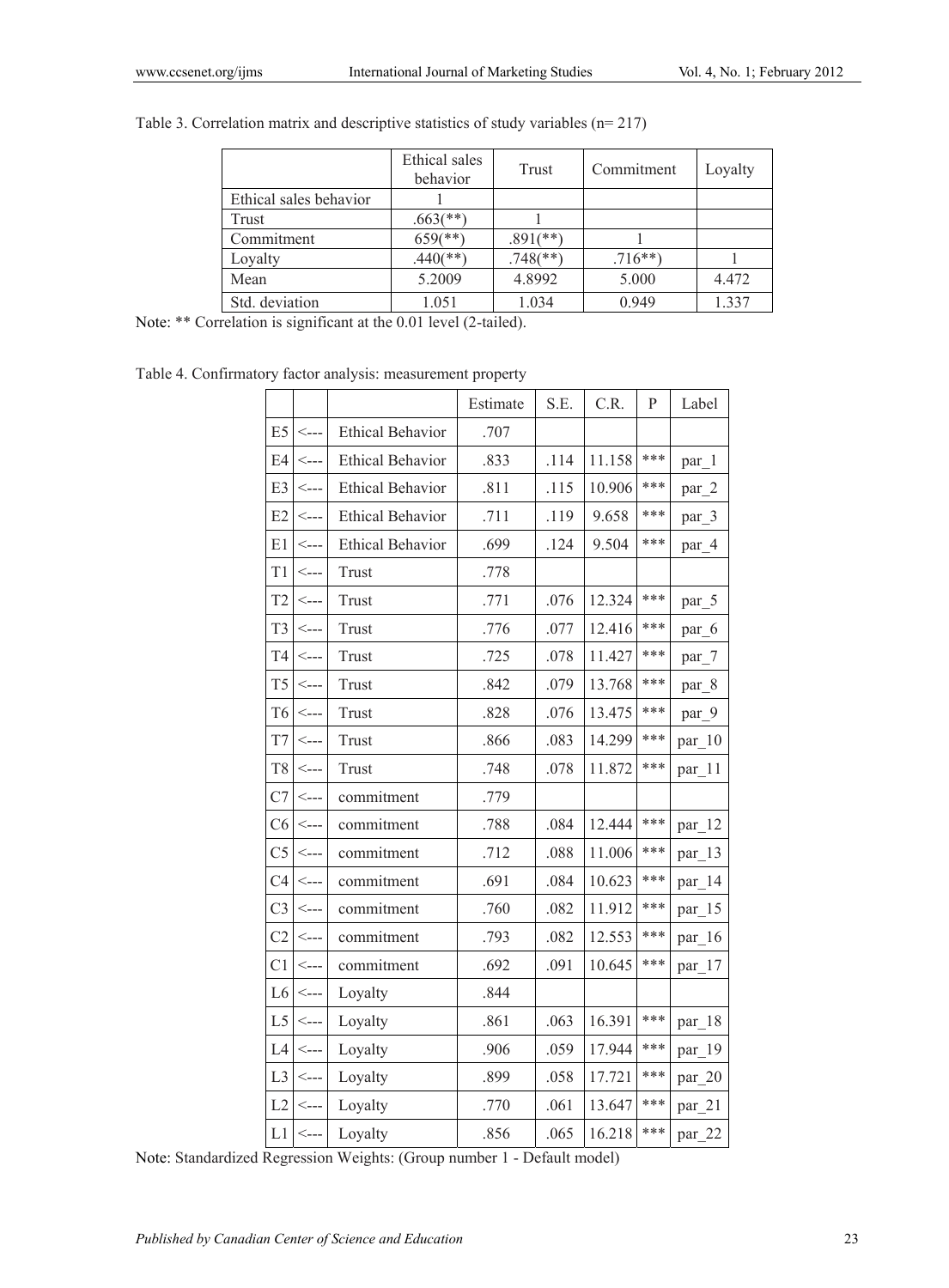Table 3. Correlation matrix and descriptive statistics of study variables (n= 217)

| | Ethical sales behavior | Trust | Commitment | Loyalty |
|---|---|---|---|---|
| Ethical sales behavior | 1 | | | |
| Trust | .663(**) | 1 | | |
| Commitment | 659(**) | .891(**) | 1 | |
| Loyalty | .440(**) | .748(**) | .716**) | 1 |
| Mean | 5.2009 | 4.8992 | 5.000 | 4.472 |
| Std. deviation | 1.051 | 1.034 | 0.949 | 1.337 |

Note: ** Correlation is significant at the 0.01 level (2-tailed).

Table 4. Confirmatory factor analysis: measurement property

| | | | Estimate | S.E. | C.R. | P | Label |
|---|---|---|---|---|---|---|---|
| E5 | <--- | Ethical Behavior | .707 | | | | |
| E4 | <--- | Ethical Behavior | .833 | .114 | 11.158 | *** | par_1 |
| E3 | <--- | Ethical Behavior | .811 | .115 | 10.906 | *** | par_2 |
| E2 | <--- | Ethical Behavior | .711 | .119 | 9.658 | *** | par_3 |
| E1 | <--- | Ethical Behavior | .699 | .124 | 9.504 | *** | par_4 |
| T1 | <--- | Trust | .778 | | | | |
| T2 | <--- | Trust | .771 | .076 | 12.324 | *** | par_5 |
| T3 | <--- | Trust | .776 | .077 | 12.416 | *** | par_6 |
| T4 | <--- | Trust | .725 | .078 | 11.427 | *** | par_7 |
| T5 | <--- | Trust | .842 | .079 | 13.768 | *** | par_8 |
| T6 | <--- | Trust | .828 | .076 | 13.475 | *** | par_9 |
| T7 | <--- | Trust | .866 | .083 | 14.299 | *** | par_10 |
| T8 | <--- | Trust | .748 | .078 | 11.872 | *** | par_11 |
| C7 | <--- | commitment | .779 | | | | |
| C6 | <--- | commitment | .788 | .084 | 12.444 | *** | par_12 |
| C5 | <--- | commitment | .712 | .088 | 11.006 | *** | par_13 |
| C4 | <--- | commitment | .691 | .084 | 10.623 | *** | par_14 |
| C3 | <--- | commitment | .760 | .082 | 11.912 | *** | par_15 |
| C2 | <--- | commitment | .793 | .082 | 12.553 | *** | par_16 |
| C1 | <--- | commitment | .692 | .091 | 10.645 | *** | par_17 |
| L6 | <--- | Loyalty | .844 | | | | |
| L5 | <--- | Loyalty | .861 | .063 | 16.391 | *** | par_18 |
| L4 | <--- | Loyalty | .906 | .059 | 17.944 | *** | par_19 |
| L3 | <--- | Loyalty | .899 | .058 | 17.721 | *** | par_20 |
| L2 | <--- | Loyalty | .770 | .061 | 13.647 | *** | par_21 |
| L1 | <--- | Loyalty | .856 | .065 | 16.218 | *** | par_22 |

Note: Standardized Regression Weights: (Group number 1 - Default model)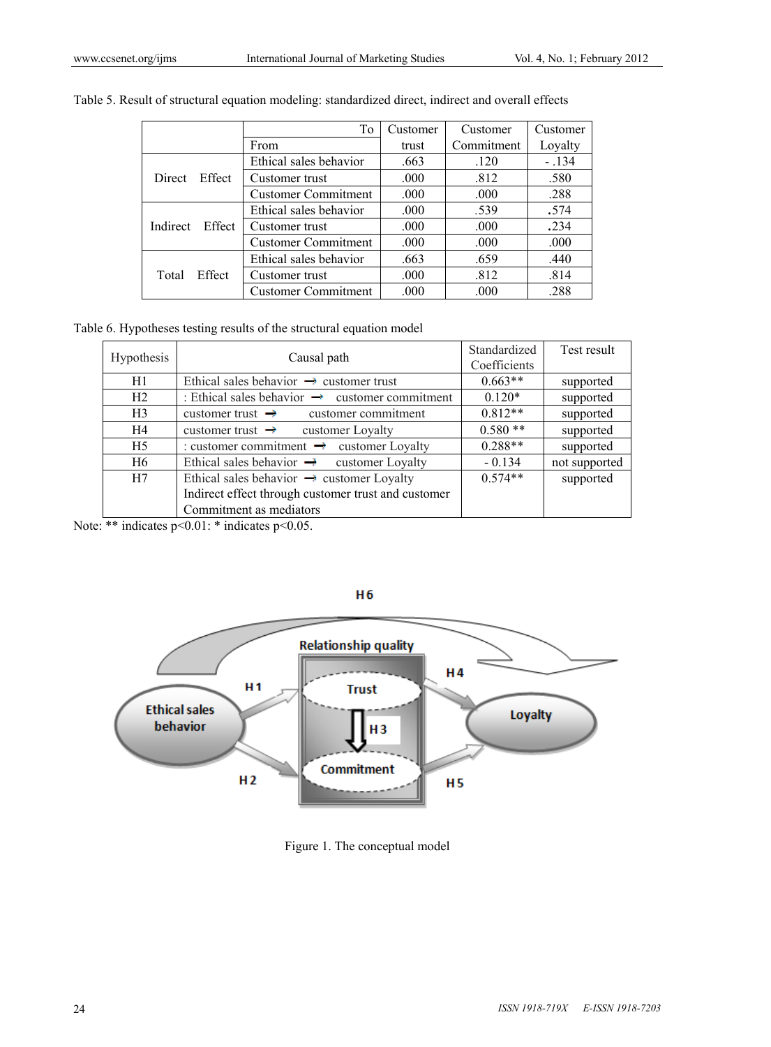Table 5. Result of structural equation modeling: standardized direct, indirect and overall effects

| | To / From | Customer trust | Customer Commitment | Customer Loyalty |
|---|---|---|---|---|
| Direct Effect | Ethical sales behavior | .663 | .120 | - .134 |
| | Customer trust | .000 | .812 | .580 |
| | Customer Commitment | .000 | .000 | .288 |
| Indirect Effect | Ethical sales behavior | .000 | .539 | .574 |
| | Customer trust | .000 | .000 | .234 |
| | Customer Commitment | .000 | .000 | .000 |
| Total Effect | Ethical sales behavior | .663 | .659 | .440 |
| | Customer trust | .000 | .812 | .814 |
| | Customer Commitment | .000 | .000 | .288 |

Table 6. Hypotheses testing results of the structural equation model

| Hypothesis | Causal path | Standardized Coefficients | Test result |
|---|---|---|---|
| H1 | Ethical sales behavior → customer trust | 0.663** | supported |
| H2 | : Ethical sales behavior → customer commitment | 0.120* | supported |
| H3 | customer trust → customer commitment | 0.812** | supported |
| H4 | customer trust → customer Loyalty | 0.580 ** | supported |
| H5 | : customer commitment → customer Loyalty | 0.288** | supported |
| H6 | Ethical sales behavior → customer Loyalty | - 0.134 | not supported |
| H7 | Ethical sales behavior → customer Loyalty Indirect effect through customer trust and customer Commitment as mediators | 0.574** | supported |

Note: ** indicates p<0.01: * indicates p<0.05.

Figure 1. The conceptual model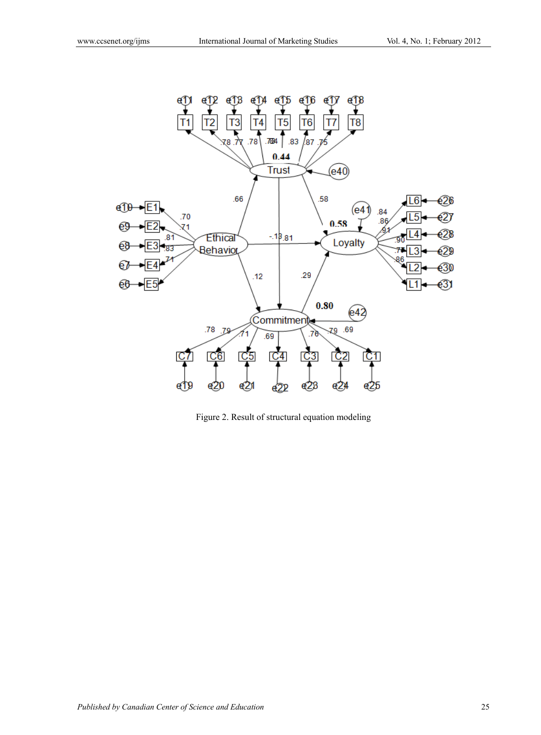e11 e12 e13 e14 e15 e16 e17 e18

T1 T2 T3 T4 T5 T6 T7 T8

.78 .77 .78 .78 .84 .83 .87 .75

0.44

Trust

e40

.66

.58

e41

0.58

e10 E1 .70

e9 E2 .71

e8 E3 .81

e7 E4 .83

e6 E5 .71

Ethical Behavior

-.13 .81

Loyalty

.84 L6 e26

.86 L5 e27

.91 L4 e28

.90 L3 e29

.77 L2 e30

.86 L1 e31

.12

.29

0.80

e42

Commitment

.78 .79 .71 .69 .76 .79 .69

C7 C6 C5 C4 C3 C2 C1

e19 e20 e21 e22 e23 e24 e25

Figure 2. Result of structural equation modeling